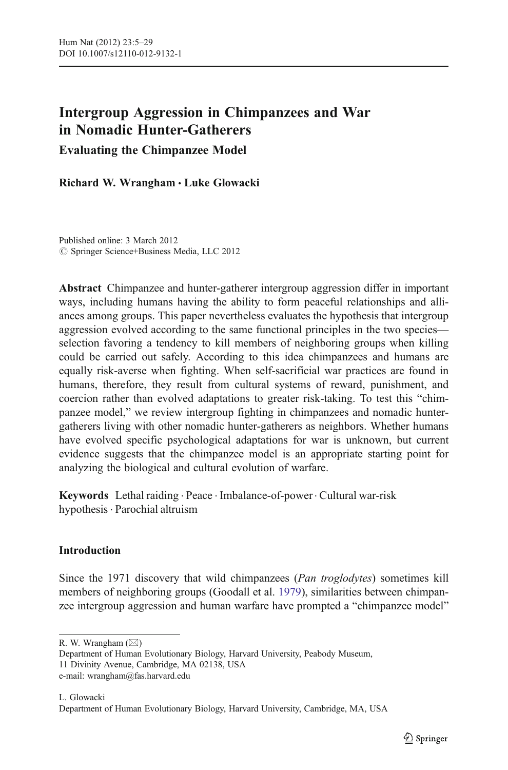# Intergroup Aggression in Chimpanzees and War in Nomadic Hunter-Gatherers

## Evaluating the Chimpanzee Model

**Richard W. Wrangham · Luke Glowacki**

Published online: 3 March 2012
© Springer Science+Business Media, LLC 2012

**Abstract** Chimpanzee and hunter-gatherer intergroup aggression differ in important ways, including humans having the ability to form peaceful relationships and alliances among groups. This paper nevertheless evaluates the hypothesis that intergroup aggression evolved according to the same functional principles in the two species—selection favoring a tendency to kill members of neighboring groups when killing could be carried out safely. According to this idea chimpanzees and humans are equally risk-averse when fighting. When self-sacrificial war practices are found in humans, therefore, they result from cultural systems of reward, punishment, and coercion rather than evolved adaptations to greater risk-taking. To test this "chimpanzee model," we review intergroup fighting in chimpanzees and nomadic hunter-gatherers living with other nomadic hunter-gatherers as neighbors. Whether humans have evolved specific psychological adaptations for war is unknown, but current evidence suggests that the chimpanzee model is an appropriate starting point for analyzing the biological and cultural evolution of warfare.

**Keywords** Lethal raiding · Peace · Imbalance-of-power · Cultural war-risk hypothesis · Parochial altruism

### Introduction

Since the 1971 discovery that wild chimpanzees (*Pan troglodytes*) sometimes kill members of neighboring groups (Goodall et al. 1979), similarities between chimpanzee intergroup aggression and human warfare have prompted a "chimpanzee model"

---

R. W. Wrangham (✉)
Department of Human Evolutionary Biology, Harvard University, Peabody Museum,
11 Divinity Avenue, Cambridge, MA 02138, USA
e-mail: wrangham@fas.harvard.edu

L. Glowacki
Department of Human Evolutionary Biology, Harvard University, Cambridge, MA, USA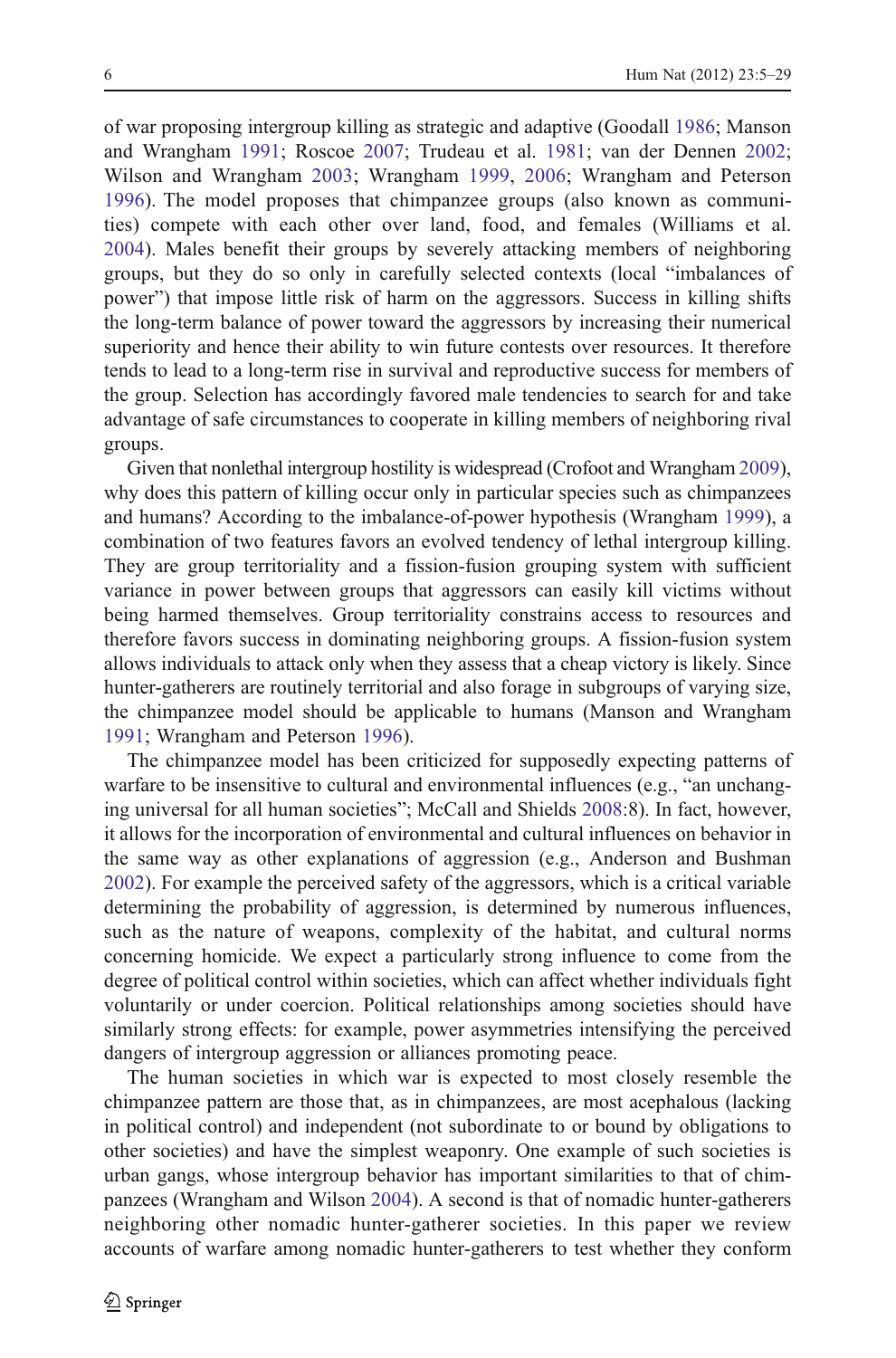of war proposing intergroup killing as strategic and adaptive (Goodall 1986; Manson and Wrangham 1991; Roscoe 2007; Trudeau et al. 1981; van der Dennen 2002; Wilson and Wrangham 2003; Wrangham 1999, 2006; Wrangham and Peterson 1996). The model proposes that chimpanzee groups (also known as communities) compete with each other over land, food, and females (Williams et al. 2004). Males benefit their groups by severely attacking members of neighboring groups, but they do so only in carefully selected contexts (local "imbalances of power") that impose little risk of harm on the aggressors. Success in killing shifts the long-term balance of power toward the aggressors by increasing their numerical superiority and hence their ability to win future contests over resources. It therefore tends to lead to a long-term rise in survival and reproductive success for members of the group. Selection has accordingly favored male tendencies to search for and take advantage of safe circumstances to cooperate in killing members of neighboring rival groups.

Given that nonlethal intergroup hostility is widespread (Crofoot and Wrangham 2009), why does this pattern of killing occur only in particular species such as chimpanzees and humans? According to the imbalance-of-power hypothesis (Wrangham 1999), a combination of two features favors an evolved tendency of lethal intergroup killing. They are group territoriality and a fission-fusion grouping system with sufficient variance in power between groups that aggressors can easily kill victims without being harmed themselves. Group territoriality constrains access to resources and therefore favors success in dominating neighboring groups. A fission-fusion system allows individuals to attack only when they assess that a cheap victory is likely. Since hunter-gatherers are routinely territorial and also forage in subgroups of varying size, the chimpanzee model should be applicable to humans (Manson and Wrangham 1991; Wrangham and Peterson 1996).

The chimpanzee model has been criticized for supposedly expecting patterns of warfare to be insensitive to cultural and environmental influences (e.g., "an unchanging universal for all human societies"; McCall and Shields 2008:8). In fact, however, it allows for the incorporation of environmental and cultural influences on behavior in the same way as other explanations of aggression (e.g., Anderson and Bushman 2002). For example the perceived safety of the aggressors, which is a critical variable determining the probability of aggression, is determined by numerous influences, such as the nature of weapons, complexity of the habitat, and cultural norms concerning homicide. We expect a particularly strong influence to come from the degree of political control within societies, which can affect whether individuals fight voluntarily or under coercion. Political relationships among societies should have similarly strong effects: for example, power asymmetries intensifying the perceived dangers of intergroup aggression or alliances promoting peace.

The human societies in which war is expected to most closely resemble the chimpanzee pattern are those that, as in chimpanzees, are most acephalous (lacking in political control) and independent (not subordinate to or bound by obligations to other societies) and have the simplest weaponry. One example of such societies is urban gangs, whose intergroup behavior has important similarities to that of chimpanzees (Wrangham and Wilson 2004). A second is that of nomadic hunter-gatherers neighboring other nomadic hunter-gatherer societies. In this paper we review accounts of warfare among nomadic hunter-gatherers to test whether they conform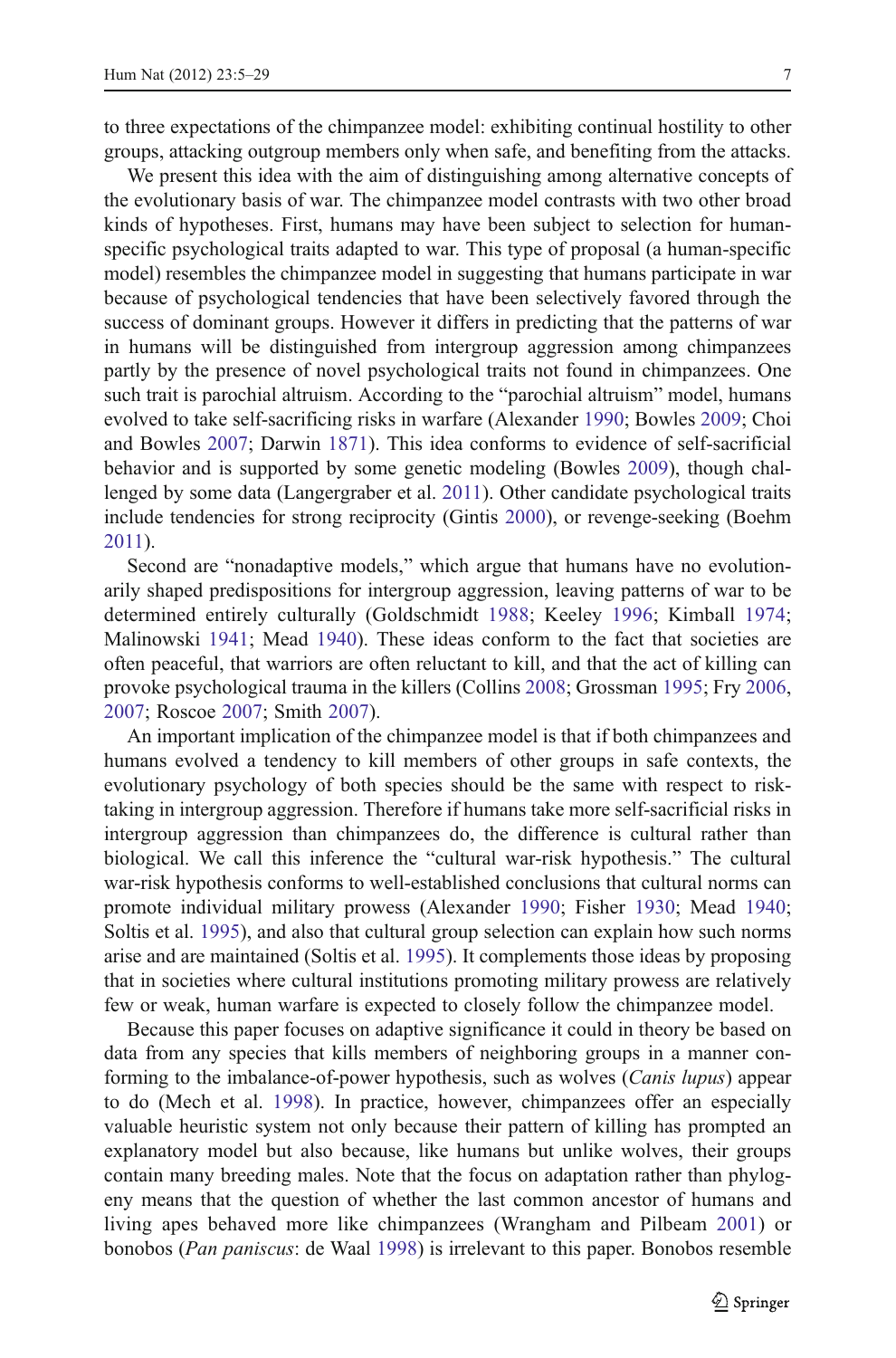to three expectations of the chimpanzee model: exhibiting continual hostility to other groups, attacking outgroup members only when safe, and benefiting from the attacks.

We present this idea with the aim of distinguishing among alternative concepts of the evolutionary basis of war. The chimpanzee model contrasts with two other broad kinds of hypotheses. First, humans may have been subject to selection for human-specific psychological traits adapted to war. This type of proposal (a human-specific model) resembles the chimpanzee model in suggesting that humans participate in war because of psychological tendencies that have been selectively favored through the success of dominant groups. However it differs in predicting that the patterns of war in humans will be distinguished from intergroup aggression among chimpanzees partly by the presence of novel psychological traits not found in chimpanzees. One such trait is parochial altruism. According to the "parochial altruism" model, humans evolved to take self-sacrificing risks in warfare (Alexander 1990; Bowles 2009; Choi and Bowles 2007; Darwin 1871). This idea conforms to evidence of self-sacrificial behavior and is supported by some genetic modeling (Bowles 2009), though challenged by some data (Langergraber et al. 2011). Other candidate psychological traits include tendencies for strong reciprocity (Gintis 2000), or revenge-seeking (Boehm 2011).

Second are "nonadaptive models," which argue that humans have no evolutionarily shaped predispositions for intergroup aggression, leaving patterns of war to be determined entirely culturally (Goldschmidt 1988; Keeley 1996; Kimball 1974; Malinowski 1941; Mead 1940). These ideas conform to the fact that societies are often peaceful, that warriors are often reluctant to kill, and that the act of killing can provoke psychological trauma in the killers (Collins 2008; Grossman 1995; Fry 2006, 2007; Roscoe 2007; Smith 2007).

An important implication of the chimpanzee model is that if both chimpanzees and humans evolved a tendency to kill members of other groups in safe contexts, the evolutionary psychology of both species should be the same with respect to risk-taking in intergroup aggression. Therefore if humans take more self-sacrificial risks in intergroup aggression than chimpanzees do, the difference is cultural rather than biological. We call this inference the "cultural war-risk hypothesis." The cultural war-risk hypothesis conforms to well-established conclusions that cultural norms can promote individual military prowess (Alexander 1990; Fisher 1930; Mead 1940; Soltis et al. 1995), and also that cultural group selection can explain how such norms arise and are maintained (Soltis et al. 1995). It complements those ideas by proposing that in societies where cultural institutions promoting military prowess are relatively few or weak, human warfare is expected to closely follow the chimpanzee model.

Because this paper focuses on adaptive significance it could in theory be based on data from any species that kills members of neighboring groups in a manner conforming to the imbalance-of-power hypothesis, such as wolves (*Canis lupus*) appear to do (Mech et al. 1998). In practice, however, chimpanzees offer an especially valuable heuristic system not only because their pattern of killing has prompted an explanatory model but also because, like humans but unlike wolves, their groups contain many breeding males. Note that the focus on adaptation rather than phylogeny means that the question of whether the last common ancestor of humans and living apes behaved more like chimpanzees (Wrangham and Pilbeam 2001) or bonobos (*Pan paniscus*: de Waal 1998) is irrelevant to this paper. Bonobos resemble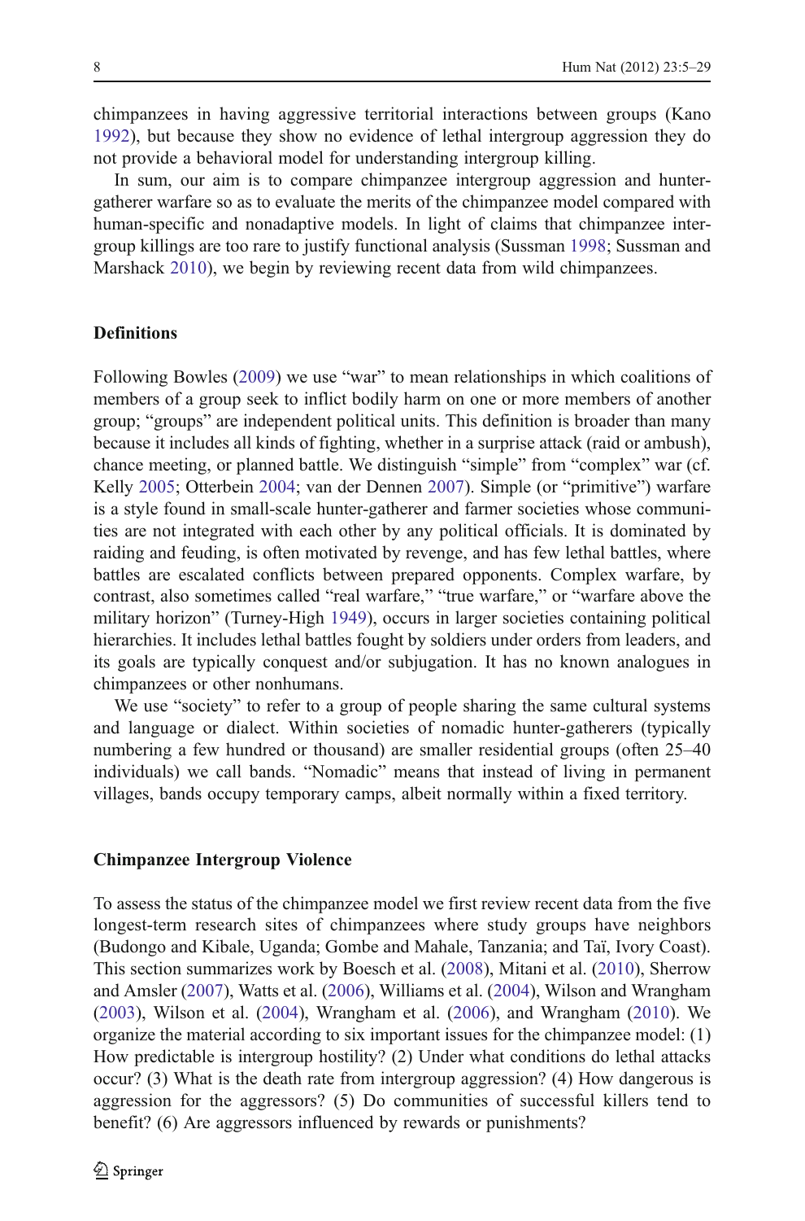chimpanzees in having aggressive territorial interactions between groups (Kano 1992), but because they show no evidence of lethal intergroup aggression they do not provide a behavioral model for understanding intergroup killing.

In sum, our aim is to compare chimpanzee intergroup aggression and hunter-gatherer warfare so as to evaluate the merits of the chimpanzee model compared with human-specific and nonadaptive models. In light of claims that chimpanzee intergroup killings are too rare to justify functional analysis (Sussman 1998; Sussman and Marshack 2010), we begin by reviewing recent data from wild chimpanzees.

## Definitions

Following Bowles (2009) we use "war" to mean relationships in which coalitions of members of a group seek to inflict bodily harm on one or more members of another group; "groups" are independent political units. This definition is broader than many because it includes all kinds of fighting, whether in a surprise attack (raid or ambush), chance meeting, or planned battle. We distinguish "simple" from "complex" war (cf. Kelly 2005; Otterbein 2004; van der Dennen 2007). Simple (or "primitive") warfare is a style found in small-scale hunter-gatherer and farmer societies whose communities are not integrated with each other by any political officials. It is dominated by raiding and feuding, is often motivated by revenge, and has few lethal battles, where battles are escalated conflicts between prepared opponents. Complex warfare, by contrast, also sometimes called "real warfare," "true warfare," or "warfare above the military horizon" (Turney-High 1949), occurs in larger societies containing political hierarchies. It includes lethal battles fought by soldiers under orders from leaders, and its goals are typically conquest and/or subjugation. It has no known analogues in chimpanzees or other nonhumans.

We use "society" to refer to a group of people sharing the same cultural systems and language or dialect. Within societies of nomadic hunter-gatherers (typically numbering a few hundred or thousand) are smaller residential groups (often 25–40 individuals) we call bands. "Nomadic" means that instead of living in permanent villages, bands occupy temporary camps, albeit normally within a fixed territory.

## Chimpanzee Intergroup Violence

To assess the status of the chimpanzee model we first review recent data from the five longest-term research sites of chimpanzees where study groups have neighbors (Budongo and Kibale, Uganda; Gombe and Mahale, Tanzania; and Taï, Ivory Coast). This section summarizes work by Boesch et al. (2008), Mitani et al. (2010), Sherrow and Amsler (2007), Watts et al. (2006), Williams et al. (2004), Wilson and Wrangham (2003), Wilson et al. (2004), Wrangham et al. (2006), and Wrangham (2010). We organize the material according to six important issues for the chimpanzee model: (1) How predictable is intergroup hostility? (2) Under what conditions do lethal attacks occur? (3) What is the death rate from intergroup aggression? (4) How dangerous is aggression for the aggressors? (5) Do communities of successful killers tend to benefit? (6) Are aggressors influenced by rewards or punishments?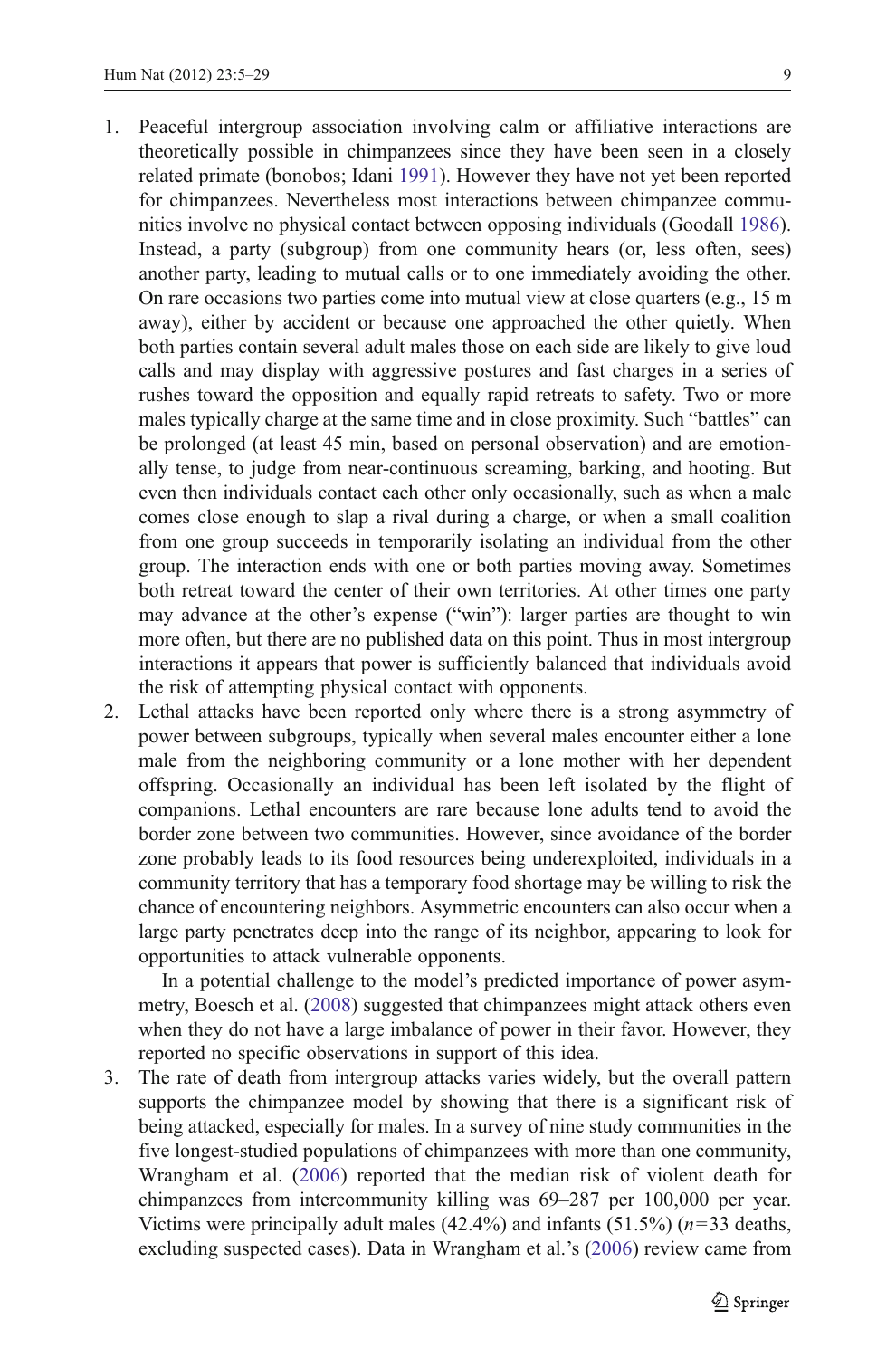1. Peaceful intergroup association involving calm or affiliative interactions are theoretically possible in chimpanzees since they have been seen in a closely related primate (bonobos; Idani 1991). However they have not yet been reported for chimpanzees. Nevertheless most interactions between chimpanzee communities involve no physical contact between opposing individuals (Goodall 1986). Instead, a party (subgroup) from one community hears (or, less often, sees) another party, leading to mutual calls or to one immediately avoiding the other. On rare occasions two parties come into mutual view at close quarters (e.g., 15 m away), either by accident or because one approached the other quietly. When both parties contain several adult males those on each side are likely to give loud calls and may display with aggressive postures and fast charges in a series of rushes toward the opposition and equally rapid retreats to safety. Two or more males typically charge at the same time and in close proximity. Such "battles" can be prolonged (at least 45 min, based on personal observation) and are emotionally tense, to judge from near-continuous screaming, barking, and hooting. But even then individuals contact each other only occasionally, such as when a male comes close enough to slap a rival during a charge, or when a small coalition from one group succeeds in temporarily isolating an individual from the other group. The interaction ends with one or both parties moving away. Sometimes both retreat toward the center of their own territories. At other times one party may advance at the other's expense ("win"): larger parties are thought to win more often, but there are no published data on this point. Thus in most intergroup interactions it appears that power is sufficiently balanced that individuals avoid the risk of attempting physical contact with opponents.
2. Lethal attacks have been reported only where there is a strong asymmetry of power between subgroups, typically when several males encounter either a lone male from the neighboring community or a lone mother with her dependent offspring. Occasionally an individual has been left isolated by the flight of companions. Lethal encounters are rare because lone adults tend to avoid the border zone between two communities. However, since avoidance of the border zone probably leads to its food resources being underexploited, individuals in a community territory that has a temporary food shortage may be willing to risk the chance of encountering neighbors. Asymmetric encounters can also occur when a large party penetrates deep into the range of its neighbor, appearing to look for opportunities to attack vulnerable opponents.

   In a potential challenge to the model's predicted importance of power asymmetry, Boesch et al. (2008) suggested that chimpanzees might attack others even when they do not have a large imbalance of power in their favor. However, they reported no specific observations in support of this idea.
3. The rate of death from intergroup attacks varies widely, but the overall pattern supports the chimpanzee model by showing that there is a significant risk of being attacked, especially for males. In a survey of nine study communities in the five longest-studied populations of chimpanzees with more than one community, Wrangham et al. (2006) reported that the median risk of violent death for chimpanzees from intercommunity killing was 69–287 per 100,000 per year. Victims were principally adult males (42.4%) and infants (51.5%) ($n=33$ deaths, excluding suspected cases). Data in Wrangham et al.'s (2006) review came from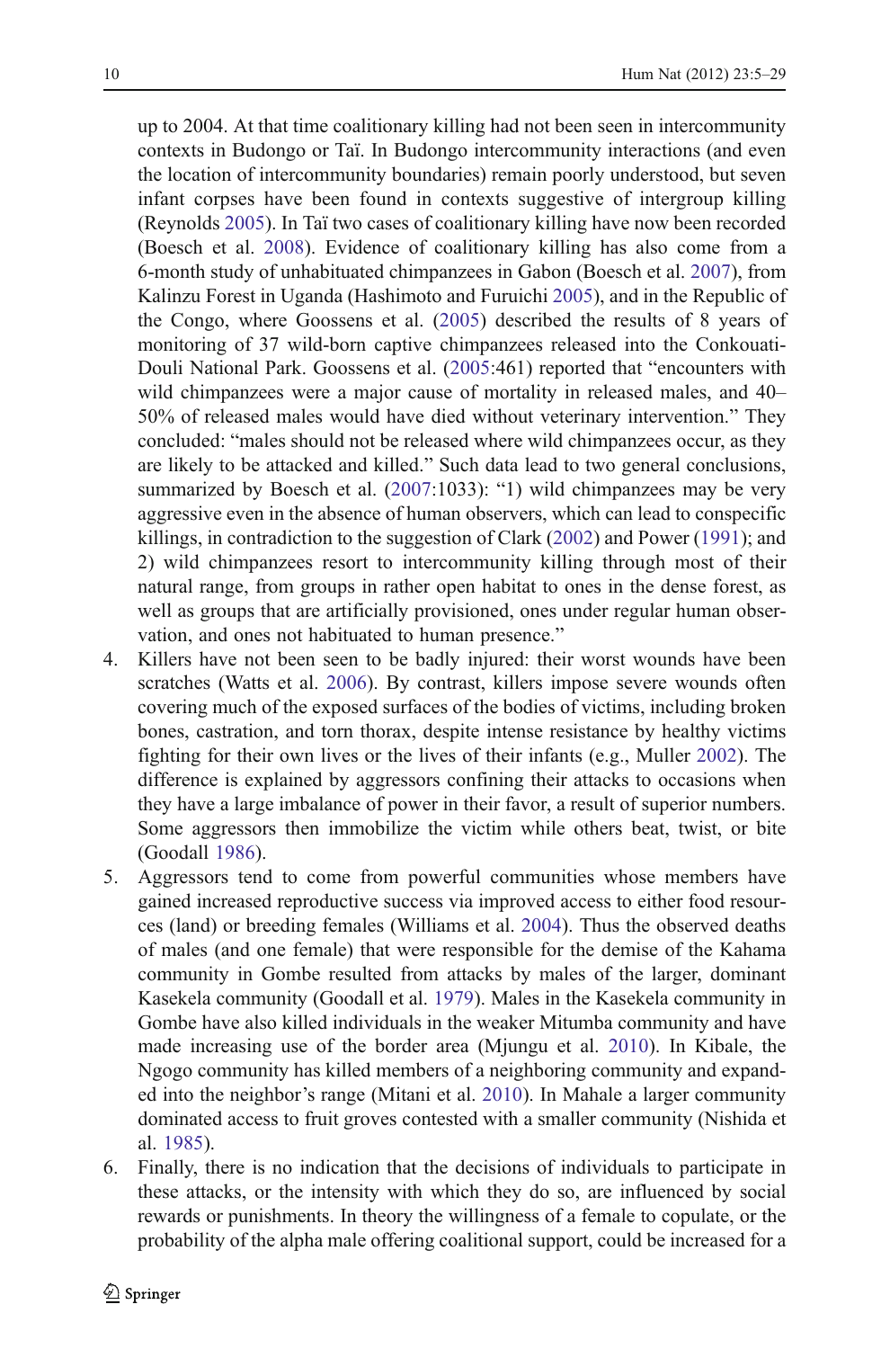up to 2004. At that time coalitionary killing had not been seen in intercommunity contexts in Budongo or Taï. In Budongo intercommunity interactions (and even the location of intercommunity boundaries) remain poorly understood, but seven infant corpses have been found in contexts suggestive of intergroup killing (Reynolds 2005). In Taï two cases of coalitionary killing have now been recorded (Boesch et al. 2008). Evidence of coalitionary killing has also come from a 6-month study of unhabituated chimpanzees in Gabon (Boesch et al. 2007), from Kalinzu Forest in Uganda (Hashimoto and Furuichi 2005), and in the Republic of the Congo, where Goossens et al. (2005) described the results of 8 years of monitoring of 37 wild-born captive chimpanzees released into the Conkouati-Douli National Park. Goossens et al. (2005:461) reported that "encounters with wild chimpanzees were a major cause of mortality in released males, and 40–50% of released males would have died without veterinary intervention." They concluded: "males should not be released where wild chimpanzees occur, as they are likely to be attacked and killed." Such data lead to two general conclusions, summarized by Boesch et al. (2007:1033): "1) wild chimpanzees may be very aggressive even in the absence of human observers, which can lead to conspecific killings, in contradiction to the suggestion of Clark (2002) and Power (1991); and 2) wild chimpanzees resort to intercommunity killing through most of their natural range, from groups in rather open habitat to ones in the dense forest, as well as groups that are artificially provisioned, ones under regular human observation, and ones not habituated to human presence."

4. Killers have not been seen to be badly injured: their worst wounds have been scratches (Watts et al. 2006). By contrast, killers impose severe wounds often covering much of the exposed surfaces of the bodies of victims, including broken bones, castration, and torn thorax, despite intense resistance by healthy victims fighting for their own lives or the lives of their infants (e.g., Muller 2002). The difference is explained by aggressors confining their attacks to occasions when they have a large imbalance of power in their favor, a result of superior numbers. Some aggressors then immobilize the victim while others beat, twist, or bite (Goodall 1986).
5. Aggressors tend to come from powerful communities whose members have gained increased reproductive success via improved access to either food resources (land) or breeding females (Williams et al. 2004). Thus the observed deaths of males (and one female) that were responsible for the demise of the Kahama community in Gombe resulted from attacks by males of the larger, dominant Kasekela community (Goodall et al. 1979). Males in the Kasekela community in Gombe have also killed individuals in the weaker Mitumba community and have made increasing use of the border area (Mjungu et al. 2010). In Kibale, the Ngogo community has killed members of a neighboring community and expanded into the neighbor's range (Mitani et al. 2010). In Mahale a larger community dominated access to fruit groves contested with a smaller community (Nishida et al. 1985).
6. Finally, there is no indication that the decisions of individuals to participate in these attacks, or the intensity with which they do so, are influenced by social rewards or punishments. In theory the willingness of a female to copulate, or the probability of the alpha male offering coalitional support, could be increased for a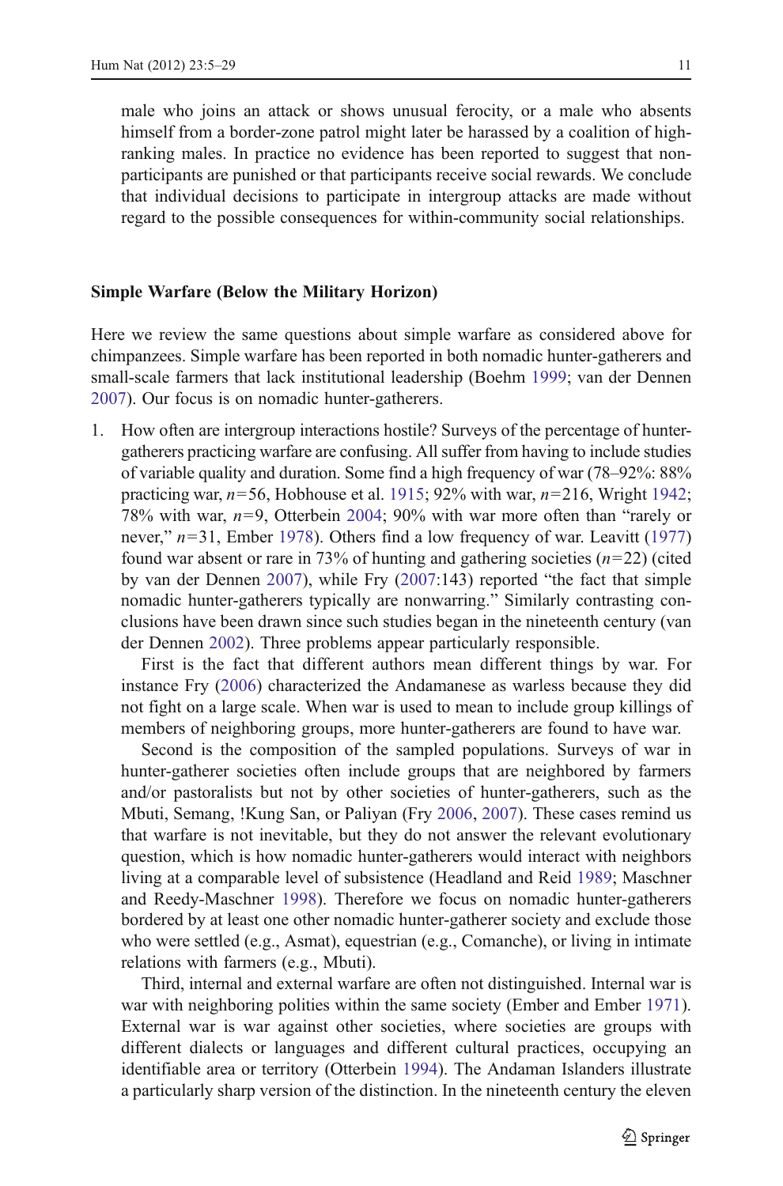male who joins an attack or shows unusual ferocity, or a male who absents himself from a border-zone patrol might later be harassed by a coalition of high-ranking males. In practice no evidence has been reported to suggest that non-participants are punished or that participants receive social rewards. We conclude that individual decisions to participate in intergroup attacks are made without regard to the possible consequences for within-community social relationships.

## Simple Warfare (Below the Military Horizon)

Here we review the same questions about simple warfare as considered above for chimpanzees. Simple warfare has been reported in both nomadic hunter-gatherers and small-scale farmers that lack institutional leadership (Boehm 1999; van der Dennen 2007). Our focus is on nomadic hunter-gatherers.

1. How often are intergroup interactions hostile? Surveys of the percentage of hunter-gatherers practicing warfare are confusing. All suffer from having to include studies of variable quality and duration. Some find a high frequency of war (78–92%: 88% practicing war, $n=56$, Hobhouse et al. 1915; 92% with war, $n=216$, Wright 1942; 78% with war, $n=9$, Otterbein 2004; 90% with war more often than "rarely or never," $n=31$, Ember 1978). Others find a low frequency of war. Leavitt (1977) found war absent or rare in 73% of hunting and gathering societies ($n=22$) (cited by van der Dennen 2007), while Fry (2007:143) reported "the fact that simple nomadic hunter-gatherers typically are nonwarring." Similarly contrasting conclusions have been drawn since such studies began in the nineteenth century (van der Dennen 2002). Three problems appear particularly responsible.

   First is the fact that different authors mean different things by war. For instance Fry (2006) characterized the Andamanese as warless because they did not fight on a large scale. When war is used to mean to include group killings of members of neighboring groups, more hunter-gatherers are found to have war.

   Second is the composition of the sampled populations. Surveys of war in hunter-gatherer societies often include groups that are neighbored by farmers and/or pastoralists but not by other societies of hunter-gatherers, such as the Mbuti, Semang, !Kung San, or Paliyan (Fry 2006, 2007). These cases remind us that warfare is not inevitable, but they do not answer the relevant evolutionary question, which is how nomadic hunter-gatherers would interact with neighbors living at a comparable level of subsistence (Headland and Reid 1989; Maschner and Reedy-Maschner 1998). Therefore we focus on nomadic hunter-gatherers bordered by at least one other nomadic hunter-gatherer society and exclude those who were settled (e.g., Asmat), equestrian (e.g., Comanche), or living in intimate relations with farmers (e.g., Mbuti).

   Third, internal and external warfare are often not distinguished. Internal war is war with neighboring polities within the same society (Ember and Ember 1971). External war is war against other societies, where societies are groups with different dialects or languages and different cultural practices, occupying an identifiable area or territory (Otterbein 1994). The Andaman Islanders illustrate a particularly sharp version of the distinction. In the nineteenth century the eleven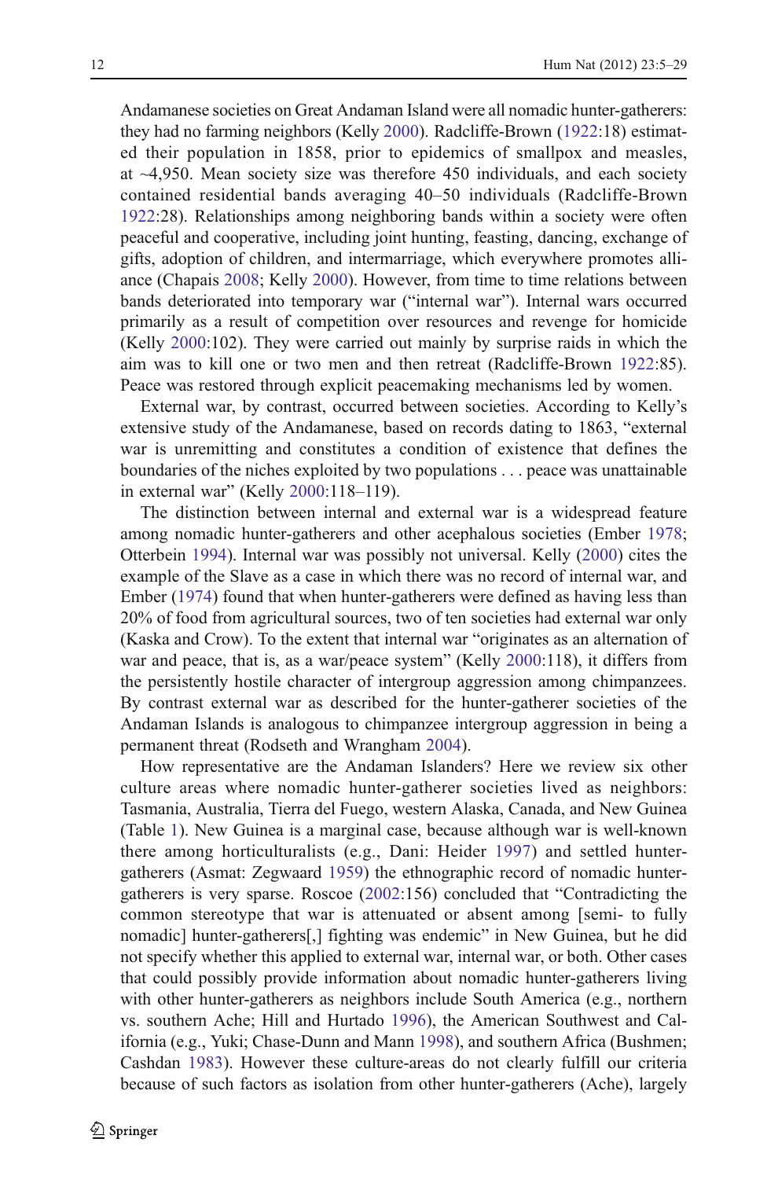Andamanese societies on Great Andaman Island were all nomadic hunter-gatherers: they had no farming neighbors (Kelly 2000). Radcliffe-Brown (1922:18) estimated their population in 1858, prior to epidemics of smallpox and measles, at ~4,950. Mean society size was therefore 450 individuals, and each society contained residential bands averaging 40–50 individuals (Radcliffe-Brown 1922:28). Relationships among neighboring bands within a society were often peaceful and cooperative, including joint hunting, feasting, dancing, exchange of gifts, adoption of children, and intermarriage, which everywhere promotes alliance (Chapais 2008; Kelly 2000). However, from time to time relations between bands deteriorated into temporary war ("internal war"). Internal wars occurred primarily as a result of competition over resources and revenge for homicide (Kelly 2000:102). They were carried out mainly by surprise raids in which the aim was to kill one or two men and then retreat (Radcliffe-Brown 1922:85). Peace was restored through explicit peacemaking mechanisms led by women.

External war, by contrast, occurred between societies. According to Kelly's extensive study of the Andamanese, based on records dating to 1863, "external war is unremitting and constitutes a condition of existence that defines the boundaries of the niches exploited by two populations . . . peace was unattainable in external war" (Kelly 2000:118–119).

The distinction between internal and external war is a widespread feature among nomadic hunter-gatherers and other acephalous societies (Ember 1978; Otterbein 1994). Internal war was possibly not universal. Kelly (2000) cites the example of the Slave as a case in which there was no record of internal war, and Ember (1974) found that when hunter-gatherers were defined as having less than 20% of food from agricultural sources, two of ten societies had external war only (Kaska and Crow). To the extent that internal war "originates as an alternation of war and peace, that is, as a war/peace system" (Kelly 2000:118), it differs from the persistently hostile character of intergroup aggression among chimpanzees. By contrast external war as described for the hunter-gatherer societies of the Andaman Islands is analogous to chimpanzee intergroup aggression in being a permanent threat (Rodseth and Wrangham 2004).

How representative are the Andaman Islanders? Here we review six other culture areas where nomadic hunter-gatherer societies lived as neighbors: Tasmania, Australia, Tierra del Fuego, western Alaska, Canada, and New Guinea (Table 1). New Guinea is a marginal case, because although war is well-known there among horticulturalists (e.g., Dani: Heider 1997) and settled hunter-gatherers (Asmat: Zegwaard 1959) the ethnographic record of nomadic hunter-gatherers is very sparse. Roscoe (2002:156) concluded that "Contradicting the common stereotype that war is attenuated or absent among [semi- to fully nomadic] hunter-gatherers[,] fighting was endemic" in New Guinea, but he did not specify whether this applied to external war, internal war, or both. Other cases that could possibly provide information about nomadic hunter-gatherers living with other hunter-gatherers as neighbors include South America (e.g., northern vs. southern Ache; Hill and Hurtado 1996), the American Southwest and California (e.g., Yuki; Chase-Dunn and Mann 1998), and southern Africa (Bushmen; Cashdan 1983). However these culture-areas do not clearly fulfill our criteria because of such factors as isolation from other hunter-gatherers (Ache), largely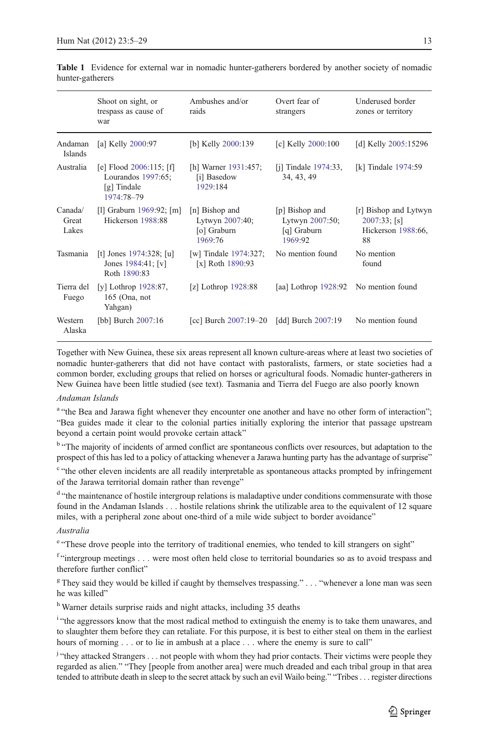**Table 1** Evidence for external war in nomadic hunter-gatherers bordered by another society of nomadic hunter-gatherers

| | Shoot on sight, or trespass as cause of war | Ambushes and/or raids | Overt fear of strangers | Underused border zones or territory |
|---|---|---|---|---|
| Andaman Islands | [a] Kelly 2000:97 | [b] Kelly 2000:139 | [c] Kelly 2000:100 | [d] Kelly 2005:15296 |
| Australia | [e] Flood 2006:115; [f] Lourandos 1997:65; [g] Tindale 1974:78–79 | [h] Warner 1931:457; [i] Basedow 1929:184 | [j] Tindale 1974:33, 34, 43, 49 | [k] Tindale 1974:59 |
| Canada/ Great Lakes | [l] Graburn 1969:92; [m] Hickerson 1988:88 | [n] Bishop and Lytwyn 2007:40; [o] Graburn 1969:76 | [p] Bishop and Lytwyn 2007:50; [q] Graburn 1969:92 | [r] Bishop and Lytwyn 2007:33; [s] Hickerson 1988:66, 88 |
| Tasmania | [t] Jones 1974:328; [u] Jones 1984:41; [v] Roth 1890:83 | [w] Tindale 1974:327; [x] Roth 1890:93 | No mention found | No mention found |
| Tierra del Fuego | [y] Lothrop 1928:87, 165 (Ona, not Yahgan) | [z] Lothrop 1928:88 | [aa] Lothrop 1928:92 | No mention found |
| Western Alaska | [bb] Burch 2007:16 | [cc] Burch 2007:19–20 | [dd] Burch 2007:19 | No mention found |

Together with New Guinea, these six areas represent all known culture-areas where at least two societies of nomadic hunter-gatherers that did not have contact with pastoralists, farmers, or state societies had a common border, excluding groups that relied on horses or agricultural foods. Nomadic hunter-gatherers in New Guinea have been little studied (see text). Tasmania and Tierra del Fuego are also poorly known

*Andaman Islands*

[a] "the Bea and Jarawa fight whenever they encounter one another and have no other form of interaction"; "Bea guides made it clear to the colonial parties initially exploring the interior that passage upstream beyond a certain point would provoke certain attack"

[b] "The majority of incidents of armed conflict are spontaneous conflicts over resources, but adaptation to the prospect of this has led to a policy of attacking whenever a Jarawa hunting party has the advantage of surprise"

[c] "the other eleven incidents are all readily interpretable as spontaneous attacks prompted by infringement of the Jarawa territorial domain rather than revenge"

[d] "the maintenance of hostile intergroup relations is maladaptive under conditions commensurate with those found in the Andaman Islands . . . hostile relations shrink the utilizable area to the equivalent of 12 square miles, with a peripheral zone about one-third of a mile wide subject to border avoidance"

*Australia*

[e] "These drove people into the territory of traditional enemies, who tended to kill strangers on sight"

[f] "intergroup meetings . . . were most often held close to territorial boundaries so as to avoid trespass and therefore further conflict"

[g] They said they would be killed if caught by themselves trespassing." . . . "whenever a lone man was seen he was killed"

[h] Warner details surprise raids and night attacks, including 35 deaths

[i] "the aggressors know that the most radical method to extinguish the enemy is to take them unawares, and to slaughter them before they can retaliate. For this purpose, it is best to either steal on them in the earliest hours of morning . . . or to lie in ambush at a place . . . where the enemy is sure to call"

[j] "they attacked Strangers . . . not people with whom they had prior contacts. Their victims were people they regarded as alien." "They [people from another area] were much dreaded and each tribal group in that area tended to attribute death in sleep to the secret attack by such an evil Wailo being." "Tribes . . . register directions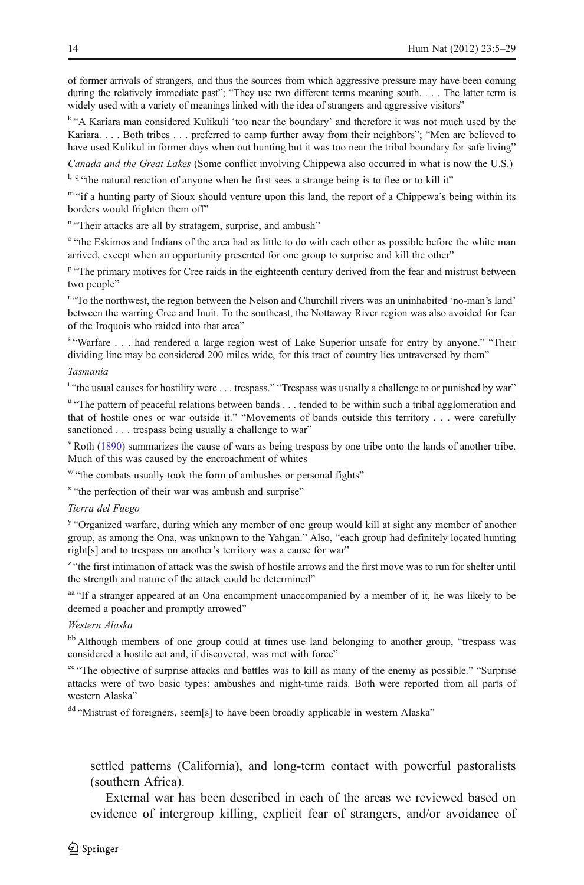of former arrivals of strangers, and thus the sources from which aggressive pressure may have been coming during the relatively immediate past"; "They use two different terms meaning south. . . . The latter term is widely used with a variety of meanings linked with the idea of strangers and aggressive visitors"

[k] "A Kariara man considered Kulikuli 'too near the boundary' and therefore it was not much used by the Kariara. . . . Both tribes . . . preferred to camp further away from their neighbors"; "Men are believed to have used Kulikul in former days when out hunting but it was too near the tribal boundary for safe living"

*Canada and the Great Lakes* (Some conflict involving Chippewa also occurred in what is now the U.S.)

[l, q] "the natural reaction of anyone when he first sees a strange being is to flee or to kill it"

[m] "if a hunting party of Sioux should venture upon this land, the report of a Chippewa's being within its borders would frighten them off"

[n] "Their attacks are all by stratagem, surprise, and ambush"

[o] "the Eskimos and Indians of the area had as little to do with each other as possible before the white man arrived, except when an opportunity presented for one group to surprise and kill the other"

[p] "The primary motives for Cree raids in the eighteenth century derived from the fear and mistrust between two people"

[r] "To the northwest, the region between the Nelson and Churchill rivers was an uninhabited 'no-man's land' between the warring Cree and Inuit. To the southeast, the Nottaway River region was also avoided for fear of the Iroquois who raided into that area"

[s] "Warfare . . . had rendered a large region west of Lake Superior unsafe for entry by anyone." "Their dividing line may be considered 200 miles wide, for this tract of country lies untraversed by them"

*Tasmania*

[t] "the usual causes for hostility were . . . trespass." "Trespass was usually a challenge to or punished by war"

[u] "The pattern of peaceful relations between bands . . . tended to be within such a tribal agglomeration and that of hostile ones or war outside it." "Movements of bands outside this territory . . . were carefully sanctioned . . . trespass being usually a challenge to war"

[v] Roth (1890) summarizes the cause of wars as being trespass by one tribe onto the lands of another tribe. Much of this was caused by the encroachment of whites

[w] "the combats usually took the form of ambushes or personal fights"

[x] "the perfection of their war was ambush and surprise"

*Tierra del Fuego*

[y] "Organized warfare, during which any member of one group would kill at sight any member of another group, as among the Ona, was unknown to the Yahgan." Also, "each group had definitely located hunting right[s] and to trespass on another's territory was a cause for war"

[z] "the first intimation of attack was the swish of hostile arrows and the first move was to run for shelter until the strength and nature of the attack could be determined"

[aa] "If a stranger appeared at an Ona encampment unaccompanied by a member of it, he was likely to be deemed a poacher and promptly arrowed"

*Western Alaska*

[bb] Although members of one group could at times use land belonging to another group, "trespass was considered a hostile act and, if discovered, was met with force"

[cc] "The objective of surprise attacks and battles was to kill as many of the enemy as possible." "Surprise attacks were of two basic types: ambushes and night-time raids. Both were reported from all parts of western Alaska"

[dd] "Mistrust of foreigners, seem[s] to have been broadly applicable in western Alaska"

settled patterns (California), and long-term contact with powerful pastoralists (southern Africa).

External war has been described in each of the areas we reviewed based on evidence of intergroup killing, explicit fear of strangers, and/or avoidance of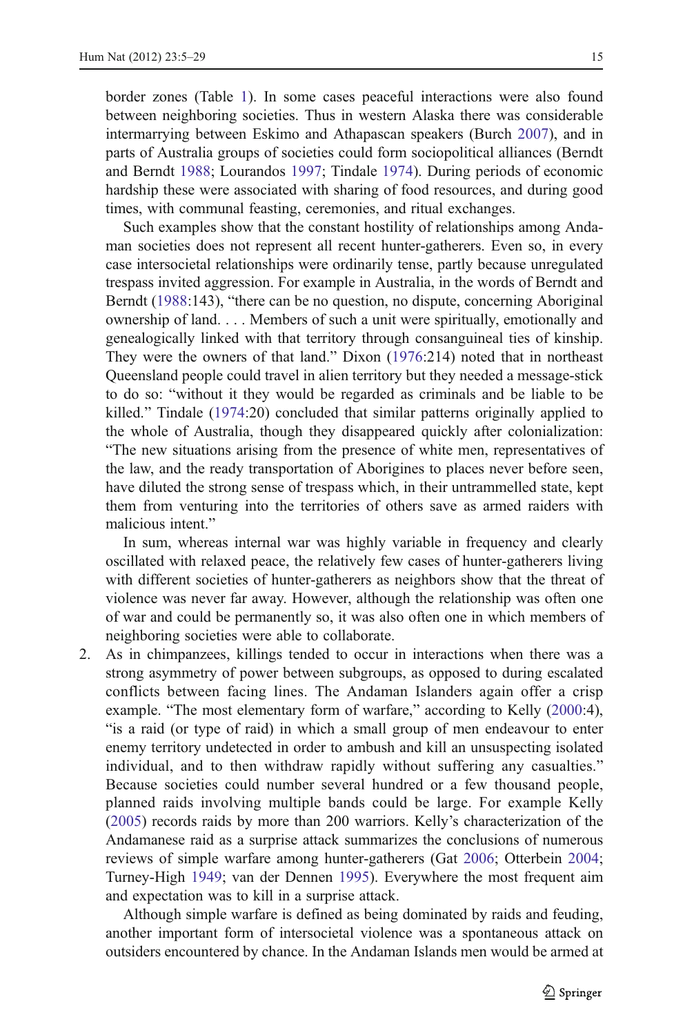border zones (Table 1). In some cases peaceful interactions were also found between neighboring societies. Thus in western Alaska there was considerable intermarrying between Eskimo and Athapascan speakers (Burch 2007), and in parts of Australia groups of societies could form sociopolitical alliances (Berndt and Berndt 1988; Lourandos 1997; Tindale 1974). During periods of economic hardship these were associated with sharing of food resources, and during good times, with communal feasting, ceremonies, and ritual exchanges.

Such examples show that the constant hostility of relationships among Andaman societies does not represent all recent hunter-gatherers. Even so, in every case intersocietal relationships were ordinarily tense, partly because unregulated trespass invited aggression. For example in Australia, in the words of Berndt and Berndt (1988:143), "there can be no question, no dispute, concerning Aboriginal ownership of land. . . . Members of such a unit were spiritually, emotionally and genealogically linked with that territory through consanguineal ties of kinship. They were the owners of that land." Dixon (1976:214) noted that in northeast Queensland people could travel in alien territory but they needed a message-stick to do so: "without it they would be regarded as criminals and be liable to be killed." Tindale (1974:20) concluded that similar patterns originally applied to the whole of Australia, though they disappeared quickly after colonialization: "The new situations arising from the presence of white men, representatives of the law, and the ready transportation of Aborigines to places never before seen, have diluted the strong sense of trespass which, in their untrammelled state, kept them from venturing into the territories of others save as armed raiders with malicious intent."

In sum, whereas internal war was highly variable in frequency and clearly oscillated with relaxed peace, the relatively few cases of hunter-gatherers living with different societies of hunter-gatherers as neighbors show that the threat of violence was never far away. However, although the relationship was often one of war and could be permanently so, it was also often one in which members of neighboring societies were able to collaborate.

2. As in chimpanzees, killings tended to occur in interactions when there was a strong asymmetry of power between subgroups, as opposed to during escalated conflicts between facing lines. The Andaman Islanders again offer a crisp example. "The most elementary form of warfare," according to Kelly (2000:4), "is a raid (or type of raid) in which a small group of men endeavour to enter enemy territory undetected in order to ambush and kill an unsuspecting isolated individual, and to then withdraw rapidly without suffering any casualties." Because societies could number several hundred or a few thousand people, planned raids involving multiple bands could be large. For example Kelly (2005) records raids by more than 200 warriors. Kelly's characterization of the Andamanese raid as a surprise attack summarizes the conclusions of numerous reviews of simple warfare among hunter-gatherers (Gat 2006; Otterbein 2004; Turney-High 1949; van der Dennen 1995). Everywhere the most frequent aim and expectation was to kill in a surprise attack.

   Although simple warfare is defined as being dominated by raids and feuding, another important form of intersocietal violence was a spontaneous attack on outsiders encountered by chance. In the Andaman Islands men would be armed at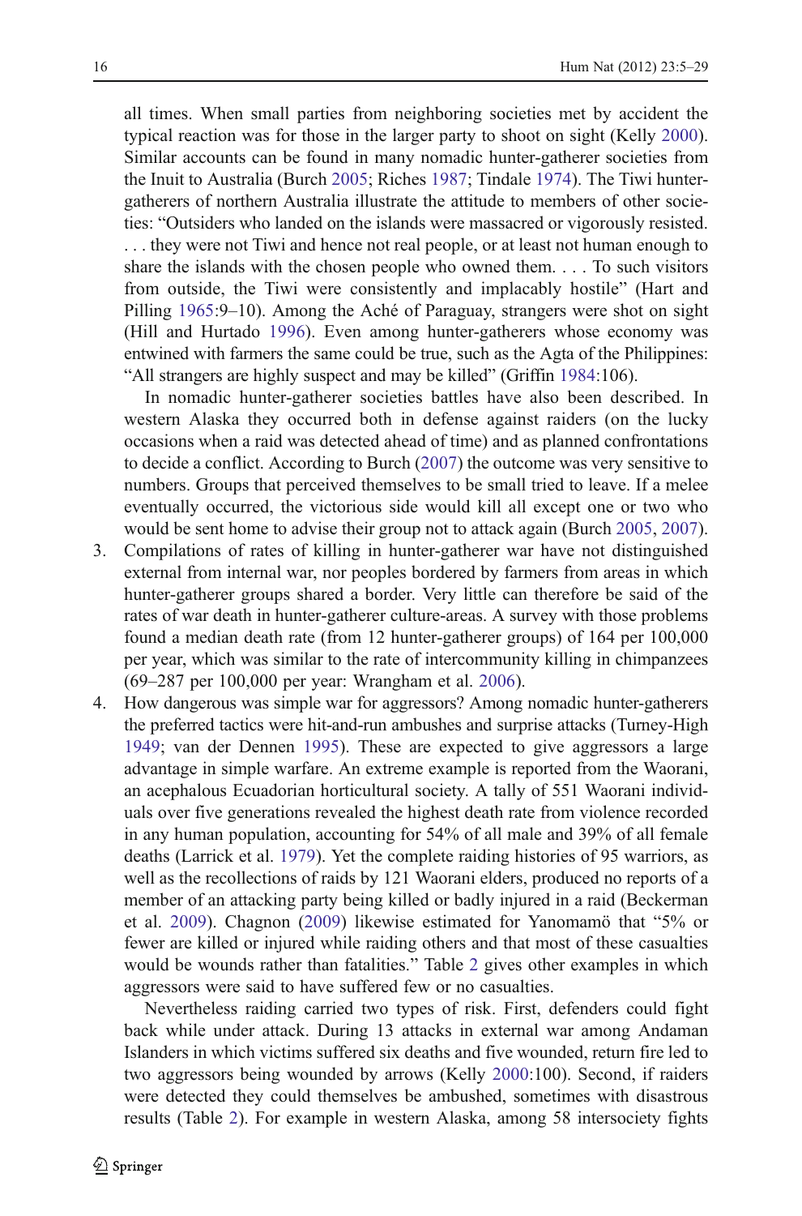all times. When small parties from neighboring societies met by accident the typical reaction was for those in the larger party to shoot on sight (Kelly 2000). Similar accounts can be found in many nomadic hunter-gatherer societies from the Inuit to Australia (Burch 2005; Riches 1987; Tindale 1974). The Tiwi hunter-gatherers of northern Australia illustrate the attitude to members of other societies: "Outsiders who landed on the islands were massacred or vigorously resisted. . . . they were not Tiwi and hence not real people, or at least not human enough to share the islands with the chosen people who owned them. . . . To such visitors from outside, the Tiwi were consistently and implacably hostile" (Hart and Pilling 1965:9–10). Among the Aché of Paraguay, strangers were shot on sight (Hill and Hurtado 1996). Even among hunter-gatherers whose economy was entwined with farmers the same could be true, such as the Agta of the Philippines: "All strangers are highly suspect and may be killed" (Griffin 1984:106).

In nomadic hunter-gatherer societies battles have also been described. In western Alaska they occurred both in defense against raiders (on the lucky occasions when a raid was detected ahead of time) and as planned confrontations to decide a conflict. According to Burch (2007) the outcome was very sensitive to numbers. Groups that perceived themselves to be small tried to leave. If a melee eventually occurred, the victorious side would kill all except one or two who would be sent home to advise their group not to attack again (Burch 2005, 2007).

3. Compilations of rates of killing in hunter-gatherer war have not distinguished external from internal war, nor peoples bordered by farmers from areas in which hunter-gatherer groups shared a border. Very little can therefore be said of the rates of war death in hunter-gatherer culture-areas. A survey with those problems found a median death rate (from 12 hunter-gatherer groups) of 164 per 100,000 per year, which was similar to the rate of intercommunity killing in chimpanzees (69–287 per 100,000 per year: Wrangham et al. 2006).
4. How dangerous was simple war for aggressors? Among nomadic hunter-gatherers the preferred tactics were hit-and-run ambushes and surprise attacks (Turney-High 1949; van der Dennen 1995). These are expected to give aggressors a large advantage in simple warfare. An extreme example is reported from the Waorani, an acephalous Ecuadorian horticultural society. A tally of 551 Waorani individuals over five generations revealed the highest death rate from violence recorded in any human population, accounting for 54% of all male and 39% of all female deaths (Larrick et al. 1979). Yet the complete raiding histories of 95 warriors, as well as the recollections of raids by 121 Waorani elders, produced no reports of a member of an attacking party being killed or badly injured in a raid (Beckerman et al. 2009). Chagnon (2009) likewise estimated for Yanomamö that "5% or fewer are killed or injured while raiding others and that most of these casualties would be wounds rather than fatalities." Table 2 gives other examples in which aggressors were said to have suffered few or no casualties.

   Nevertheless raiding carried two types of risk. First, defenders could fight back while under attack. During 13 attacks in external war among Andaman Islanders in which victims suffered six deaths and five wounded, return fire led to two aggressors being wounded by arrows (Kelly 2000:100). Second, if raiders were detected they could themselves be ambushed, sometimes with disastrous results (Table 2). For example in western Alaska, among 58 intersociety fights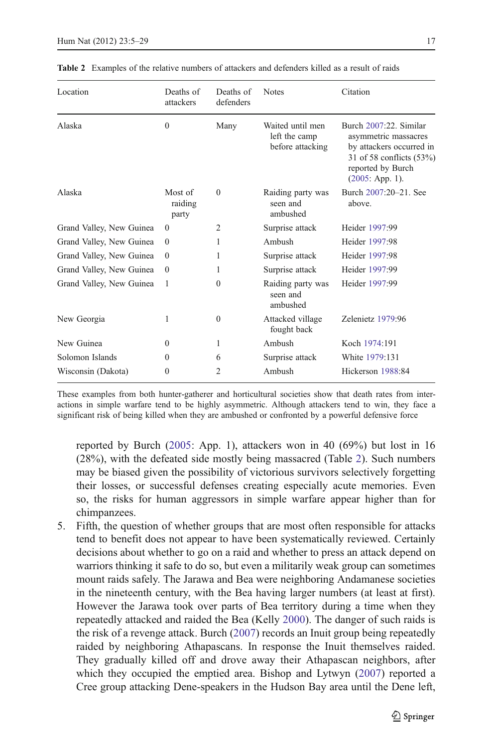**Table 2** Examples of the relative numbers of attackers and defenders killed as a result of raids

| Location | Deaths of attackers | Deaths of defenders | Notes | Citation |
|---|---|---|---|---|
| Alaska | 0 | Many | Waited until men left the camp before attacking | Burch 2007:22. Similar asymmetric massacres by attackers occurred in 31 of 58 conflicts (53%) reported by Burch (2005: App. 1). |
| Alaska | Most of raiding party | 0 | Raiding party was seen and ambushed | Burch 2007:20–21. See above. |
| Grand Valley, New Guinea | 0 | 2 | Surprise attack | Heider 1997:99 |
| Grand Valley, New Guinea | 0 | 1 | Ambush | Heider 1997:98 |
| Grand Valley, New Guinea | 0 | 1 | Surprise attack | Heider 1997:98 |
| Grand Valley, New Guinea | 0 | 1 | Surprise attack | Heider 1997:99 |
| Grand Valley, New Guinea | 1 | 0 | Raiding party was seen and ambushed | Heider 1997:99 |
| New Georgia | 1 | 0 | Attacked village fought back | Zelenietz 1979:96 |
| New Guinea | 0 | 1 | Ambush | Koch 1974:191 |
| Solomon Islands | 0 | 6 | Surprise attack | White 1979:131 |
| Wisconsin (Dakota) | 0 | 2 | Ambush | Hickerson 1988:84 |

These examples from both hunter-gatherer and horticultural societies show that death rates from interactions in simple warfare tend to be highly asymmetric. Although attackers tend to win, they face a significant risk of being killed when they are ambushed or confronted by a powerful defensive force

reported by Burch (2005: App. 1), attackers won in 40 (69%) but lost in 16 (28%), with the defeated side mostly being massacred (Table 2). Such numbers may be biased given the possibility of victorious survivors selectively forgetting their losses, or successful defenses creating especially acute memories. Even so, the risks for human aggressors in simple warfare appear higher than for chimpanzees.

5. Fifth, the question of whether groups that are most often responsible for attacks tend to benefit does not appear to have been systematically reviewed. Certainly decisions about whether to go on a raid and whether to press an attack depend on warriors thinking it safe to do so, but even a militarily weak group can sometimes mount raids safely. The Jarawa and Bea were neighboring Andamanese societies in the nineteenth century, with the Bea having larger numbers (at least at first). However the Jarawa took over parts of Bea territory during a time when they repeatedly attacked and raided the Bea (Kelly 2000). The danger of such raids is the risk of a revenge attack. Burch (2007) records an Inuit group being repeatedly raided by neighboring Athapascans. In response the Inuit themselves raided. They gradually killed off and drove away their Athapascan neighbors, after which they occupied the emptied area. Bishop and Lytwyn (2007) reported a Cree group attacking Dene-speakers in the Hudson Bay area until the Dene left,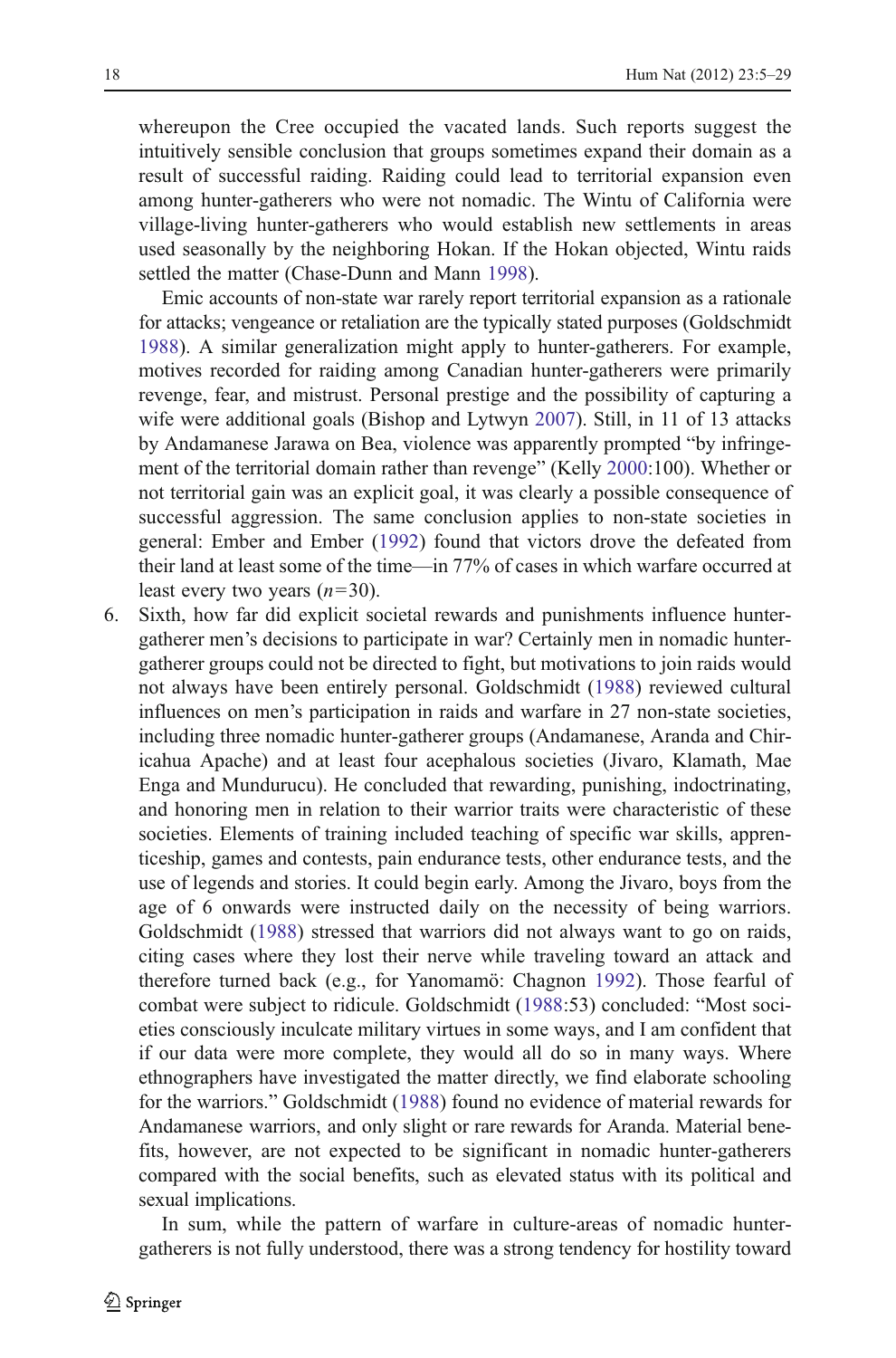whereupon the Cree occupied the vacated lands. Such reports suggest the intuitively sensible conclusion that groups sometimes expand their domain as a result of successful raiding. Raiding could lead to territorial expansion even among hunter-gatherers who were not nomadic. The Wintu of California were village-living hunter-gatherers who would establish new settlements in areas used seasonally by the neighboring Hokan. If the Hokan objected, Wintu raids settled the matter (Chase-Dunn and Mann 1998).

Emic accounts of non-state war rarely report territorial expansion as a rationale for attacks; vengeance or retaliation are the typically stated purposes (Goldschmidt 1988). A similar generalization might apply to hunter-gatherers. For example, motives recorded for raiding among Canadian hunter-gatherers were primarily revenge, fear, and mistrust. Personal prestige and the possibility of capturing a wife were additional goals (Bishop and Lytwyn 2007). Still, in 11 of 13 attacks by Andamanese Jarawa on Bea, violence was apparently prompted "by infringement of the territorial domain rather than revenge" (Kelly 2000:100). Whether or not territorial gain was an explicit goal, it was clearly a possible consequence of successful aggression. The same conclusion applies to non-state societies in general: Ember and Ember (1992) found that victors drove the defeated from their land at least some of the time—in 77% of cases in which warfare occurred at least every two years ($n=30$).

6. Sixth, how far did explicit societal rewards and punishments influence hunter-gatherer men's decisions to participate in war? Certainly men in nomadic hunter-gatherer groups could not be directed to fight, but motivations to join raids would not always have been entirely personal. Goldschmidt (1988) reviewed cultural influences on men's participation in raids and warfare in 27 non-state societies, including three nomadic hunter-gatherer groups (Andamanese, Aranda and Chiricahua Apache) and at least four acephalous societies (Jivaro, Klamath, Mae Enga and Mundurucu). He concluded that rewarding, punishing, indoctrinating, and honoring men in relation to their warrior traits were characteristic of these societies. Elements of training included teaching of specific war skills, apprenticeship, games and contests, pain endurance tests, other endurance tests, and the use of legends and stories. It could begin early. Among the Jivaro, boys from the age of 6 onwards were instructed daily on the necessity of being warriors. Goldschmidt (1988) stressed that warriors did not always want to go on raids, citing cases where they lost their nerve while traveling toward an attack and therefore turned back (e.g., for Yanomamö: Chagnon 1992). Those fearful of combat were subject to ridicule. Goldschmidt (1988:53) concluded: "Most societies consciously inculcate military virtues in some ways, and I am confident that if our data were more complete, they would all do so in many ways. Where ethnographers have investigated the matter directly, we find elaborate schooling for the warriors." Goldschmidt (1988) found no evidence of material rewards for Andamanese warriors, and only slight or rare rewards for Aranda. Material benefits, however, are not expected to be significant in nomadic hunter-gatherers compared with the social benefits, such as elevated status with its political and sexual implications.

In sum, while the pattern of warfare in culture-areas of nomadic hunter-gatherers is not fully understood, there was a strong tendency for hostility toward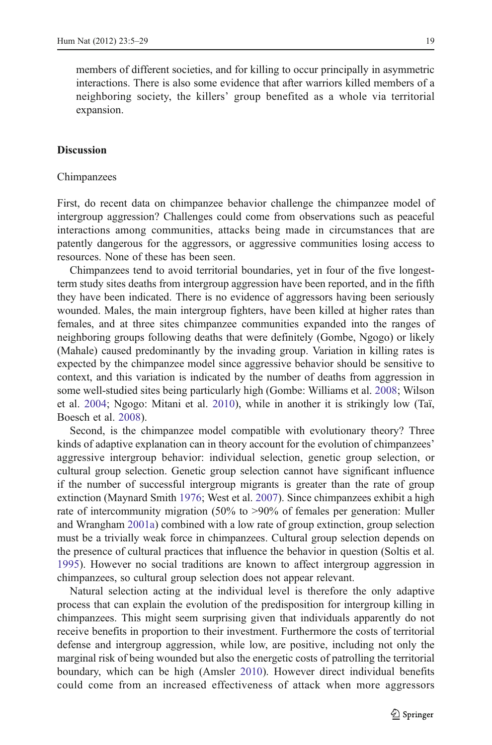members of different societies, and for killing to occur principally in asymmetric interactions. There is also some evidence that after warriors killed members of a neighboring society, the killers' group benefited as a whole via territorial expansion.

## Discussion

### Chimpanzees

First, do recent data on chimpanzee behavior challenge the chimpanzee model of intergroup aggression? Challenges could come from observations such as peaceful interactions among communities, attacks being made in circumstances that are patently dangerous for the aggressors, or aggressive communities losing access to resources. None of these has been seen.

Chimpanzees tend to avoid territorial boundaries, yet in four of the five longest-term study sites deaths from intergroup aggression have been reported, and in the fifth they have been indicated. There is no evidence of aggressors having been seriously wounded. Males, the main intergroup fighters, have been killed at higher rates than females, and at three sites chimpanzee communities expanded into the ranges of neighboring groups following deaths that were definitely (Gombe, Ngogo) or likely (Mahale) caused predominantly by the invading group. Variation in killing rates is expected by the chimpanzee model since aggressive behavior should be sensitive to context, and this variation is indicated by the number of deaths from aggression in some well-studied sites being particularly high (Gombe: Williams et al. 2008; Wilson et al. 2004; Ngogo: Mitani et al. 2010), while in another it is strikingly low (Taï, Boesch et al. 2008).

Second, is the chimpanzee model compatible with evolutionary theory? Three kinds of adaptive explanation can in theory account for the evolution of chimpanzees' aggressive intergroup behavior: individual selection, genetic group selection, or cultural group selection. Genetic group selection cannot have significant influence if the number of successful intergroup migrants is greater than the rate of group extinction (Maynard Smith 1976; West et al. 2007). Since chimpanzees exhibit a high rate of intercommunity migration (50% to >90% of females per generation: Muller and Wrangham 2001a) combined with a low rate of group extinction, group selection must be a trivially weak force in chimpanzees. Cultural group selection depends on the presence of cultural practices that influence the behavior in question (Soltis et al. 1995). However no social traditions are known to affect intergroup aggression in chimpanzees, so cultural group selection does not appear relevant.

Natural selection acting at the individual level is therefore the only adaptive process that can explain the evolution of the predisposition for intergroup killing in chimpanzees. This might seem surprising given that individuals apparently do not receive benefits in proportion to their investment. Furthermore the costs of territorial defense and intergroup aggression, while low, are positive, including not only the marginal risk of being wounded but also the energetic costs of patrolling the territorial boundary, which can be high (Amsler 2010). However direct individual benefits could come from an increased effectiveness of attack when more aggressors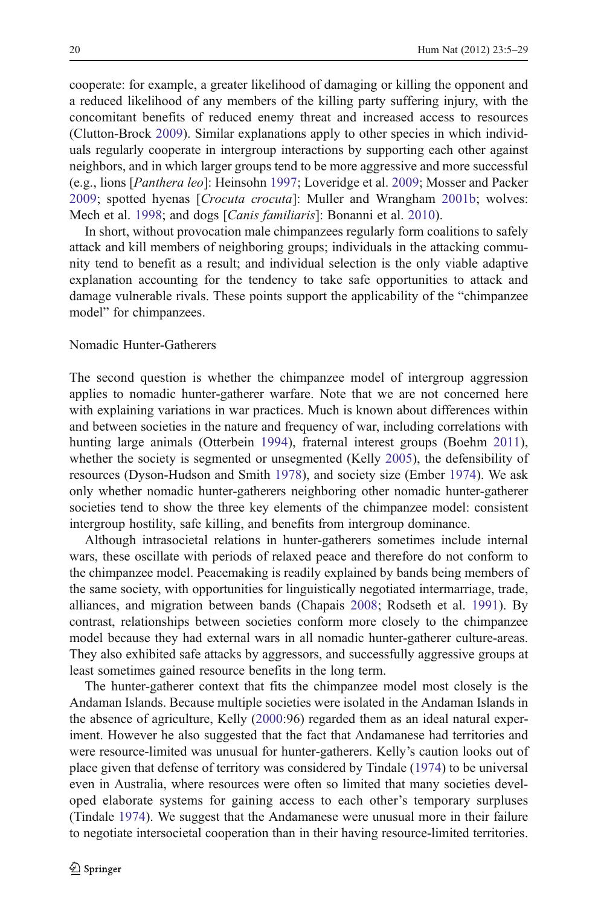cooperate: for example, a greater likelihood of damaging or killing the opponent and a reduced likelihood of any members of the killing party suffering injury, with the concomitant benefits of reduced enemy threat and increased access to resources (Clutton-Brock 2009). Similar explanations apply to other species in which individuals regularly cooperate in intergroup interactions by supporting each other against neighbors, and in which larger groups tend to be more aggressive and more successful (e.g., lions [*Panthera leo*]: Heinsohn 1997; Loveridge et al. 2009; Mosser and Packer 2009; spotted hyenas [*Crocuta crocuta*]: Muller and Wrangham 2001b; wolves: Mech et al. 1998; and dogs [*Canis familiaris*]: Bonanni et al. 2010).

In short, without provocation male chimpanzees regularly form coalitions to safely attack and kill members of neighboring groups; individuals in the attacking community tend to benefit as a result; and individual selection is the only viable adaptive explanation accounting for the tendency to take safe opportunities to attack and damage vulnerable rivals. These points support the applicability of the "chimpanzee model" for chimpanzees.

## Nomadic Hunter-Gatherers

The second question is whether the chimpanzee model of intergroup aggression applies to nomadic hunter-gatherer warfare. Note that we are not concerned here with explaining variations in war practices. Much is known about differences within and between societies in the nature and frequency of war, including correlations with hunting large animals (Otterbein 1994), fraternal interest groups (Boehm 2011), whether the society is segmented or unsegmented (Kelly 2005), the defensibility of resources (Dyson-Hudson and Smith 1978), and society size (Ember 1974). We ask only whether nomadic hunter-gatherers neighboring other nomadic hunter-gatherer societies tend to show the three key elements of the chimpanzee model: consistent intergroup hostility, safe killing, and benefits from intergroup dominance.

Although intrasocietal relations in hunter-gatherers sometimes include internal wars, these oscillate with periods of relaxed peace and therefore do not conform to the chimpanzee model. Peacemaking is readily explained by bands being members of the same society, with opportunities for linguistically negotiated intermarriage, trade, alliances, and migration between bands (Chapais 2008; Rodseth et al. 1991). By contrast, relationships between societies conform more closely to the chimpanzee model because they had external wars in all nomadic hunter-gatherer culture-areas. They also exhibited safe attacks by aggressors, and successfully aggressive groups at least sometimes gained resource benefits in the long term.

The hunter-gatherer context that fits the chimpanzee model most closely is the Andaman Islands. Because multiple societies were isolated in the Andaman Islands in the absence of agriculture, Kelly (2000:96) regarded them as an ideal natural experiment. However he also suggested that the fact that Andamanese had territories and were resource-limited was unusual for hunter-gatherers. Kelly's caution looks out of place given that defense of territory was considered by Tindale (1974) to be universal even in Australia, where resources were often so limited that many societies developed elaborate systems for gaining access to each other's temporary surpluses (Tindale 1974). We suggest that the Andamanese were unusual more in their failure to negotiate intersocietal cooperation than in their having resource-limited territories.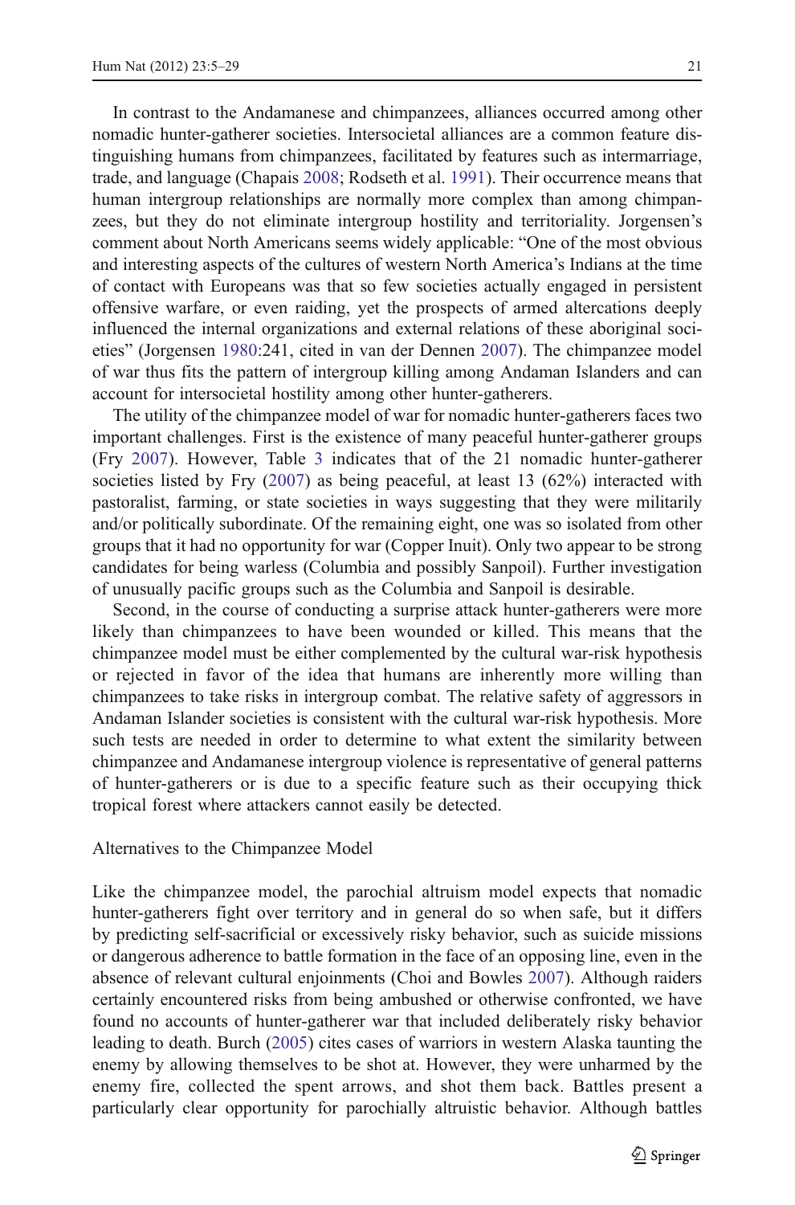In contrast to the Andamanese and chimpanzees, alliances occurred among other nomadic hunter-gatherer societies. Intersocietal alliances are a common feature distinguishing humans from chimpanzees, facilitated by features such as intermarriage, trade, and language (Chapais 2008; Rodseth et al. 1991). Their occurrence means that human intergroup relationships are normally more complex than among chimpanzees, but they do not eliminate intergroup hostility and territoriality. Jorgensen's comment about North Americans seems widely applicable: "One of the most obvious and interesting aspects of the cultures of western North America's Indians at the time of contact with Europeans was that so few societies actually engaged in persistent offensive warfare, or even raiding, yet the prospects of armed altercations deeply influenced the internal organizations and external relations of these aboriginal societies" (Jorgensen 1980:241, cited in van der Dennen 2007). The chimpanzee model of war thus fits the pattern of intergroup killing among Andaman Islanders and can account for intersocietal hostility among other hunter-gatherers.

The utility of the chimpanzee model of war for nomadic hunter-gatherers faces two important challenges. First is the existence of many peaceful hunter-gatherer groups (Fry 2007). However, Table 3 indicates that of the 21 nomadic hunter-gatherer societies listed by Fry (2007) as being peaceful, at least 13 (62%) interacted with pastoralist, farming, or state societies in ways suggesting that they were militarily and/or politically subordinate. Of the remaining eight, one was so isolated from other groups that it had no opportunity for war (Copper Inuit). Only two appear to be strong candidates for being warless (Columbia and possibly Sanpoil). Further investigation of unusually pacific groups such as the Columbia and Sanpoil is desirable.

Second, in the course of conducting a surprise attack hunter-gatherers were more likely than chimpanzees to have been wounded or killed. This means that the chimpanzee model must be either complemented by the cultural war-risk hypothesis or rejected in favor of the idea that humans are inherently more willing than chimpanzees to take risks in intergroup combat. The relative safety of aggressors in Andaman Islander societies is consistent with the cultural war-risk hypothesis. More such tests are needed in order to determine to what extent the similarity between chimpanzee and Andamanese intergroup violence is representative of general patterns of hunter-gatherers or is due to a specific feature such as their occupying thick tropical forest where attackers cannot easily be detected.

## Alternatives to the Chimpanzee Model

Like the chimpanzee model, the parochial altruism model expects that nomadic hunter-gatherers fight over territory and in general do so when safe, but it differs by predicting self-sacrificial or excessively risky behavior, such as suicide missions or dangerous adherence to battle formation in the face of an opposing line, even in the absence of relevant cultural enjoinments (Choi and Bowles 2007). Although raiders certainly encountered risks from being ambushed or otherwise confronted, we have found no accounts of hunter-gatherer war that included deliberately risky behavior leading to death. Burch (2005) cites cases of warriors in western Alaska taunting the enemy by allowing themselves to be shot at. However, they were unharmed by the enemy fire, collected the spent arrows, and shot them back. Battles present a particularly clear opportunity for parochially altruistic behavior. Although battles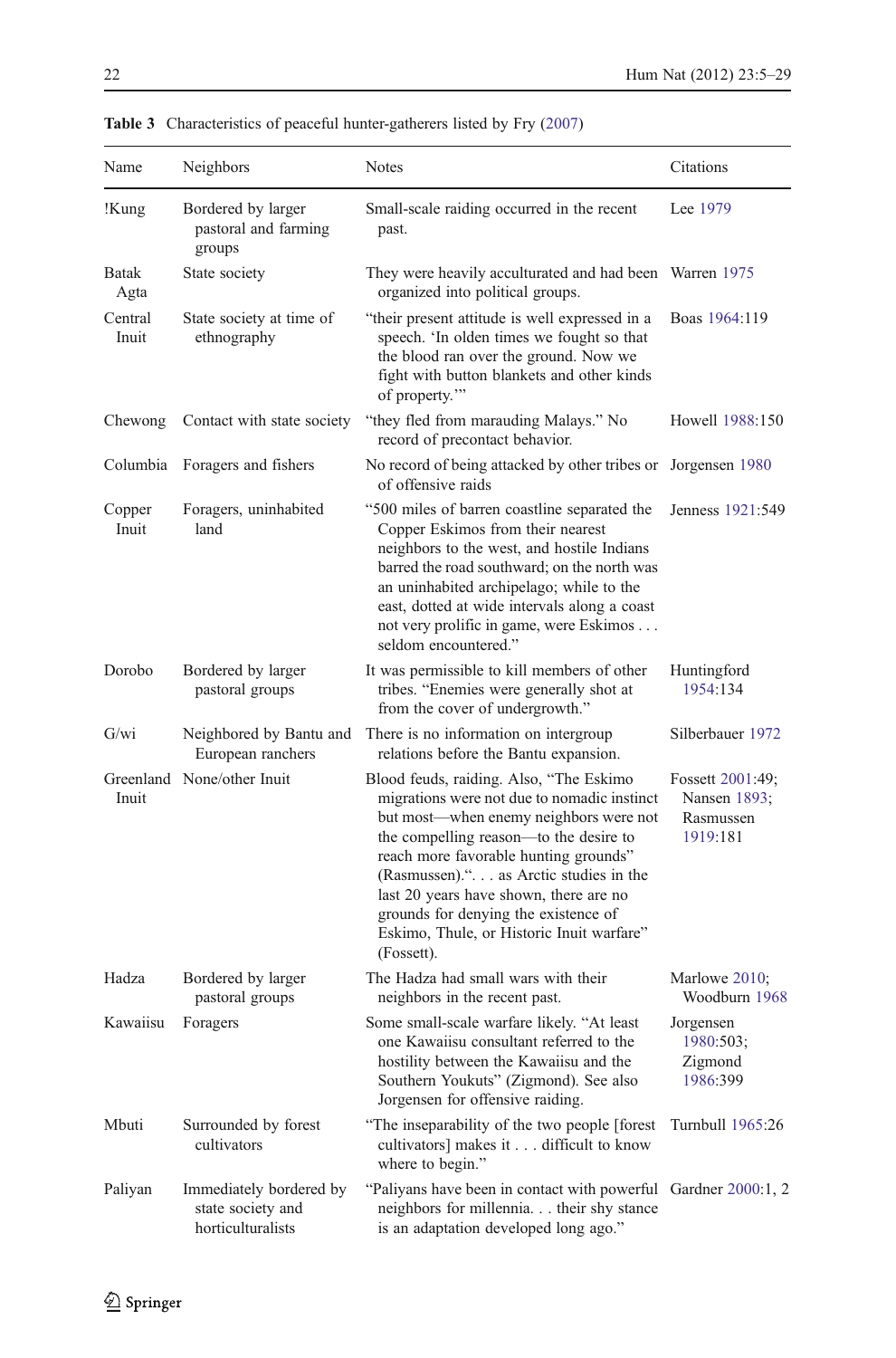**Table 3** Characteristics of peaceful hunter-gatherers listed by Fry (2007)

| Name | Neighbors | Notes | Citations |
|---|---|---|---|
| !Kung | Bordered by larger pastoral and farming groups | Small-scale raiding occurred in the recent past. | Lee 1979 |
| Batak Agta | State society | They were heavily acculturated and had been organized into political groups. | Warren 1975 |
| Central Inuit | State society at time of ethnography | "their present attitude is well expressed in a speech. 'In olden times we fought so that the blood ran over the ground. Now we fight with button blankets and other kinds of property.'" | Boas 1964:119 |
| Chewong | Contact with state society | "they fled from marauding Malays." No record of precontact behavior. | Howell 1988:150 |
| Columbia | Foragers and fishers | No record of being attacked by other tribes or of offensive raids | Jorgensen 1980 |
| Copper Inuit | Foragers, uninhabited land | "500 miles of barren coastline separated the Copper Eskimos from their nearest neighbors to the west, and hostile Indians barred the road southward; on the north was an uninhabited archipelago; while to the east, dotted at wide intervals along a coast not very prolific in game, were Eskimos . . . seldom encountered." | Jenness 1921:549 |
| Dorobo | Bordered by larger pastoral groups | It was permissible to kill members of other tribes. "Enemies were generally shot at from the cover of undergrowth." | Huntingford 1954:134 |
| G/wi | Neighbored by Bantu and European ranchers | There is no information on intergroup relations before the Bantu expansion. | Silberbauer 1972 |
| Greenland Inuit | None/other Inuit | Blood feuds, raiding. Also, "The Eskimo migrations were not due to nomadic instinct but most—when enemy neighbors were not the compelling reason—to the desire to reach more favorable hunting grounds" (Rasmussen).". . . as Arctic studies in the last 20 years have shown, there are no grounds for denying the existence of Eskimo, Thule, or Historic Inuit warfare" (Fossett). | Fossett 2001:49; Nansen 1893; Rasmussen 1919:181 |
| Hadza | Bordered by larger pastoral groups | The Hadza had small wars with their neighbors in the recent past. | Marlowe 2010; Woodburn 1968 |
| Kawaiisu | Foragers | Some small-scale warfare likely. "At least one Kawaiisu consultant referred to the hostility between the Kawaiisu and the Southern Youkuts" (Zigmond). See also Jorgensen for offensive raiding. | Jorgensen 1980:503; Zigmond 1986:399 |
| Mbuti | Surrounded by forest cultivators | "The inseparability of the two people [forest cultivators] makes it . . . difficult to know where to begin." | Turnbull 1965:26 |
| Paliyan | Immediately bordered by state society and horticulturalists | "Paliyans have been in contact with powerful neighbors for millennia. . . their shy stance is an adaptation developed long ago." | Gardner 2000:1, 2 |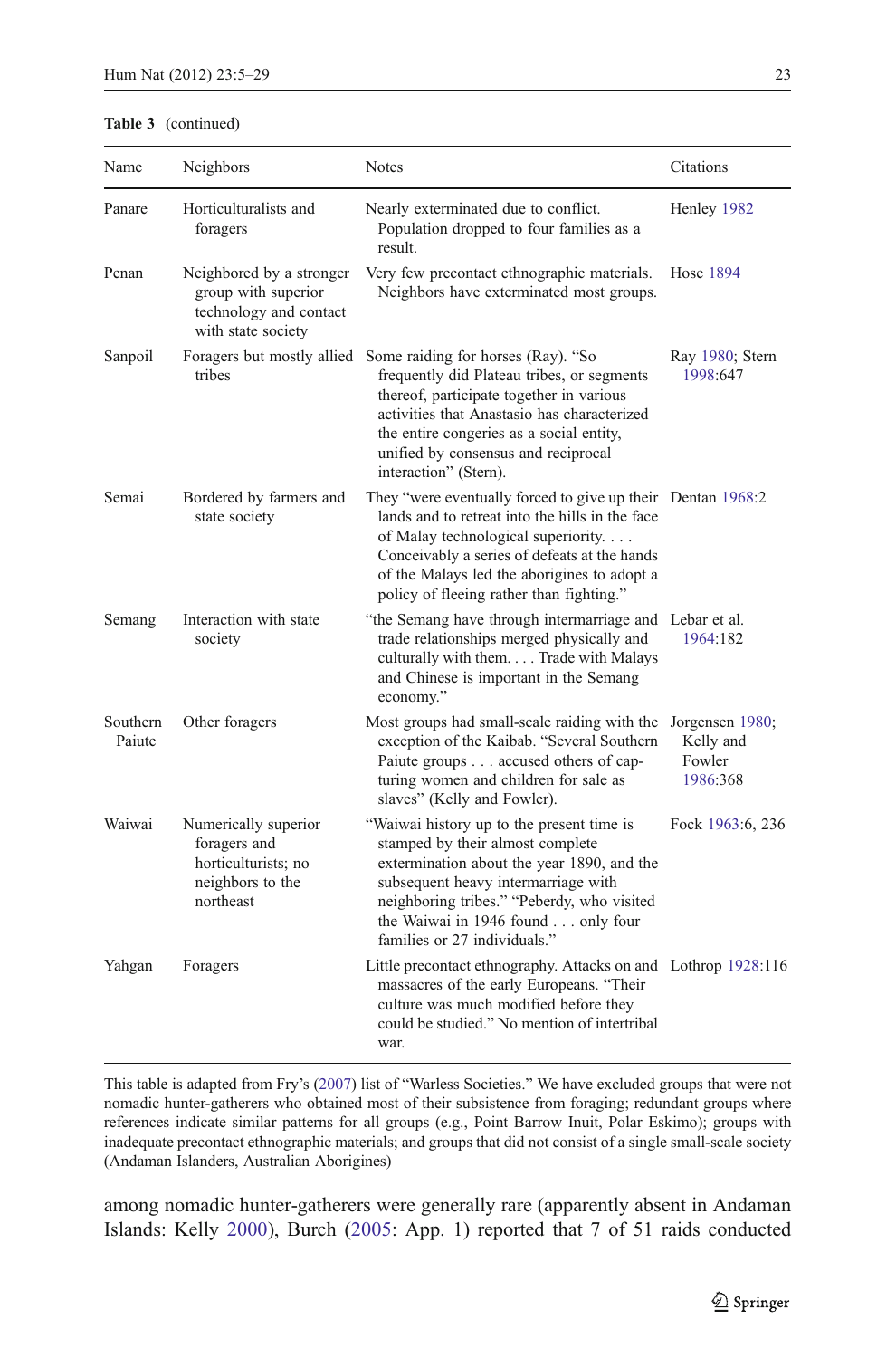**Table 3** (continued)

| Name | Neighbors | Notes | Citations |
|---|---|---|---|
| Panare | Horticulturalists and foragers | Nearly exterminated due to conflict. Population dropped to four families as a result. | Henley 1982 |
| Penan | Neighbored by a stronger group with superior technology and contact with state society | Very few precontact ethnographic materials. Neighbors have exterminated most groups. | Hose 1894 |
| Sanpoil | Foragers but mostly allied tribes | Some raiding for horses (Ray). "So frequently did Plateau tribes, or segments thereof, participate together in various activities that Anastasio has characterized the entire congeries as a social entity, unified by consensus and reciprocal interaction" (Stern). | Ray 1980; Stern 1998:647 |
| Semai | Bordered by farmers and state society | They "were eventually forced to give up their lands and to retreat into the hills in the face of Malay technological superiority. . . . Conceivably a series of defeats at the hands of the Malays led the aborigines to adopt a policy of fleeing rather than fighting." | Dentan 1968:2 |
| Semang | Interaction with state society | "the Semang have through intermarriage and trade relationships merged physically and culturally with them. . . . Trade with Malays and Chinese is important in the Semang economy." | Lebar et al. 1964:182 |
| Southern Paiute | Other foragers | Most groups had small-scale raiding with the exception of the Kaibab. "Several Southern Paiute groups . . . accused others of capturing women and children for sale as slaves" (Kelly and Fowler). | Jorgensen 1980; Kelly and Fowler 1986:368 |
| Waiwai | Numerically superior foragers and horticulturists; no neighbors to the northeast | "Waiwai history up to the present time is stamped by their almost complete extermination about the year 1890, and the subsequent heavy intermarriage with neighboring tribes." "Peberdy, who visited the Waiwai in 1946 found . . . only four families or 27 individuals." | Fock 1963:6, 236 |
| Yahgan | Foragers | Little precontact ethnography. Attacks on and massacres of the early Europeans. "Their culture was much modified before they could be studied." No mention of intertribal war. | Lothrop 1928:116 |

This table is adapted from Fry's (2007) list of "Warless Societies." We have excluded groups that were not nomadic hunter-gatherers who obtained most of their subsistence from foraging; redundant groups where references indicate similar patterns for all groups (e.g., Point Barrow Inuit, Polar Eskimo); groups with inadequate precontact ethnographic materials; and groups that did not consist of a single small-scale society (Andaman Islanders, Australian Aborigines)

among nomadic hunter-gatherers were generally rare (apparently absent in Andaman Islands: Kelly 2000), Burch (2005: App. 1) reported that 7 of 51 raids conducted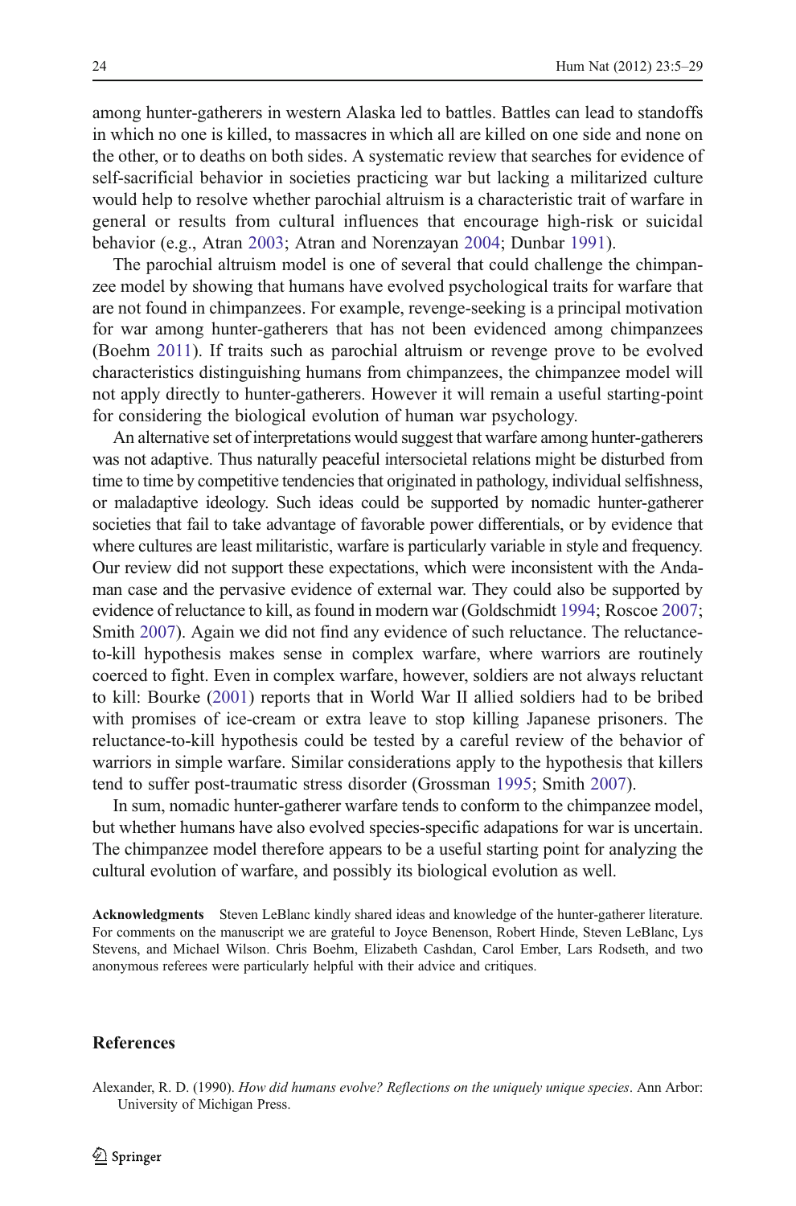among hunter-gatherers in western Alaska led to battles. Battles can lead to standoffs in which no one is killed, to massacres in which all are killed on one side and none on the other, or to deaths on both sides. A systematic review that searches for evidence of self-sacrificial behavior in societies practicing war but lacking a militarized culture would help to resolve whether parochial altruism is a characteristic trait of warfare in general or results from cultural influences that encourage high-risk or suicidal behavior (e.g., Atran 2003; Atran and Norenzayan 2004; Dunbar 1991).

The parochial altruism model is one of several that could challenge the chimpanzee model by showing that humans have evolved psychological traits for warfare that are not found in chimpanzees. For example, revenge-seeking is a principal motivation for war among hunter-gatherers that has not been evidenced among chimpanzees (Boehm 2011). If traits such as parochial altruism or revenge prove to be evolved characteristics distinguishing humans from chimpanzees, the chimpanzee model will not apply directly to hunter-gatherers. However it will remain a useful starting-point for considering the biological evolution of human war psychology.

An alternative set of interpretations would suggest that warfare among hunter-gatherers was not adaptive. Thus naturally peaceful intersocietal relations might be disturbed from time to time by competitive tendencies that originated in pathology, individual selfishness, or maladaptive ideology. Such ideas could be supported by nomadic hunter-gatherer societies that fail to take advantage of favorable power differentials, or by evidence that where cultures are least militaristic, warfare is particularly variable in style and frequency. Our review did not support these expectations, which were inconsistent with the Andaman case and the pervasive evidence of external war. They could also be supported by evidence of reluctance to kill, as found in modern war (Goldschmidt 1994; Roscoe 2007; Smith 2007). Again we did not find any evidence of such reluctance. The reluctance-to-kill hypothesis makes sense in complex warfare, where warriors are routinely coerced to fight. Even in complex warfare, however, soldiers are not always reluctant to kill: Bourke (2001) reports that in World War II allied soldiers had to be bribed with promises of ice-cream or extra leave to stop killing Japanese prisoners. The reluctance-to-kill hypothesis could be tested by a careful review of the behavior of warriors in simple warfare. Similar considerations apply to the hypothesis that killers tend to suffer post-traumatic stress disorder (Grossman 1995; Smith 2007).

In sum, nomadic hunter-gatherer warfare tends to conform to the chimpanzee model, but whether humans have also evolved species-specific adapations for war is uncertain. The chimpanzee model therefore appears to be a useful starting point for analyzing the cultural evolution of warfare, and possibly its biological evolution as well.

**Acknowledgments** Steven LeBlanc kindly shared ideas and knowledge of the hunter-gatherer literature. For comments on the manuscript we are grateful to Joyce Benenson, Robert Hinde, Steven LeBlanc, Lys Stevens, and Michael Wilson. Chris Boehm, Elizabeth Cashdan, Carol Ember, Lars Rodseth, and two anonymous referees were particularly helpful with their advice and critiques.

## References

Alexander, R. D. (1990). *How did humans evolve? Reflections on the uniquely unique species*. Ann Arbor: University of Michigan Press.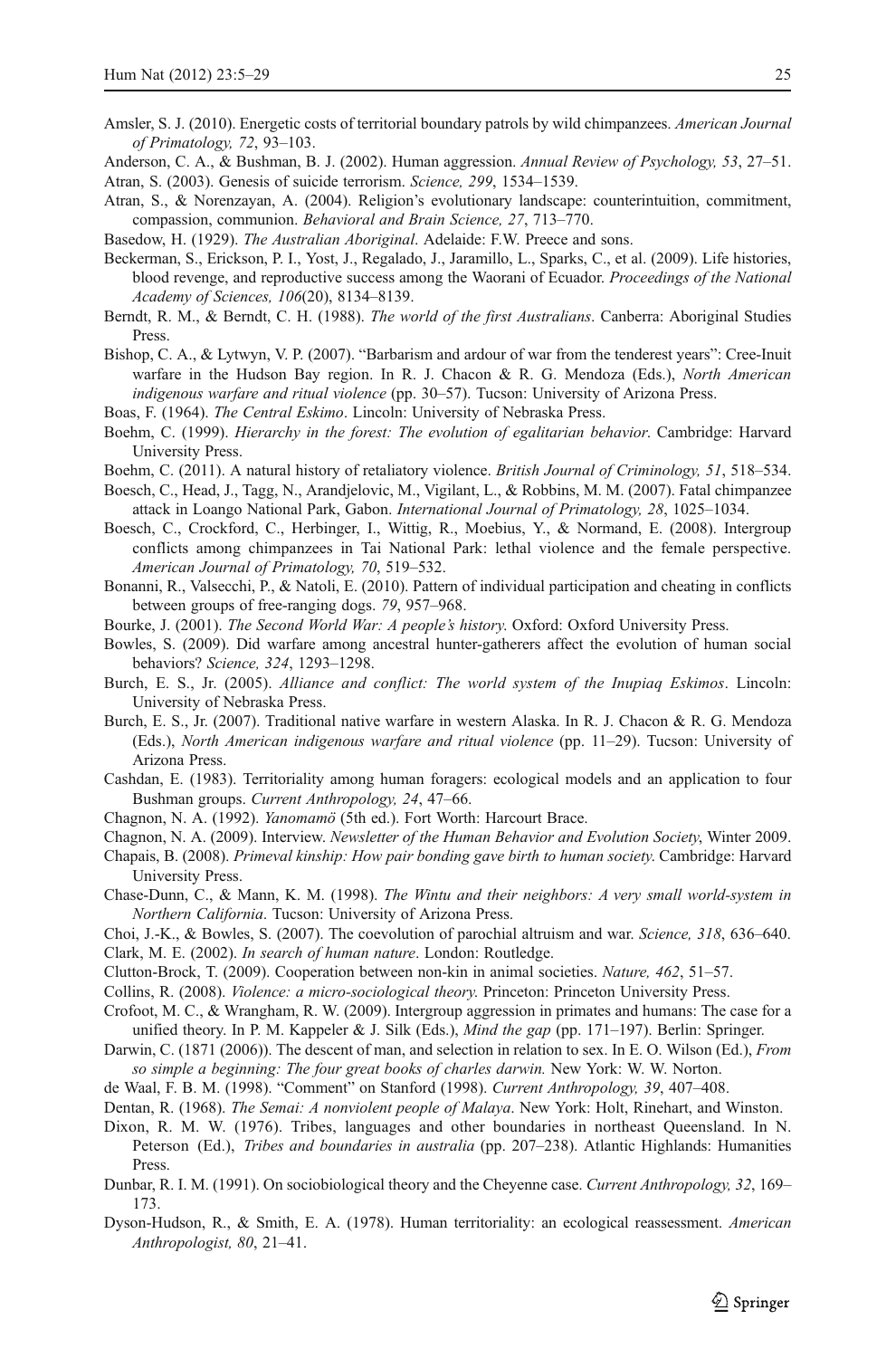Amsler, S. J. (2010). Energetic costs of territorial boundary patrols by wild chimpanzees. *American Journal of Primatology, 72*, 93–103.

Anderson, C. A., & Bushman, B. J. (2002). Human aggression. *Annual Review of Psychology, 53*, 27–51.

Atran, S. (2003). Genesis of suicide terrorism. *Science, 299*, 1534–1539.

Atran, S., & Norenzayan, A. (2004). Religion's evolutionary landscape: counterintuition, commitment, compassion, communion. *Behavioral and Brain Science, 27*, 713–770.

Basedow, H. (1929). *The Australian Aboriginal*. Adelaide: F.W. Preece and sons.

Beckerman, S., Erickson, P. I., Yost, J., Regalado, J., Jaramillo, L., Sparks, C., et al. (2009). Life histories, blood revenge, and reproductive success among the Waorani of Ecuador. *Proceedings of the National Academy of Sciences, 106*(20), 8134–8139.

Berndt, R. M., & Berndt, C. H. (1988). *The world of the first Australians*. Canberra: Aboriginal Studies Press.

Bishop, C. A., & Lytwyn, V. P. (2007). "Barbarism and ardour of war from the tenderest years": Cree-Inuit warfare in the Hudson Bay region. In R. J. Chacon & R. G. Mendoza (Eds.), *North American indigenous warfare and ritual violence* (pp. 30–57). Tucson: University of Arizona Press.

Boas, F. (1964). *The Central Eskimo*. Lincoln: University of Nebraska Press.

Boehm, C. (1999). *Hierarchy in the forest: The evolution of egalitarian behavior*. Cambridge: Harvard University Press.

Boehm, C. (2011). A natural history of retaliatory violence. *British Journal of Criminology, 51*, 518–534.

Boesch, C., Head, J., Tagg, N., Arandjelovic, M., Vigilant, L., & Robbins, M. M. (2007). Fatal chimpanzee attack in Loango National Park, Gabon. *International Journal of Primatology, 28*, 1025–1034.

Boesch, C., Crockford, C., Herbinger, I., Wittig, R., Moebius, Y., & Normand, E. (2008). Intergroup conflicts among chimpanzees in Tai National Park: lethal violence and the female perspective. *American Journal of Primatology, 70*, 519–532.

Bonanni, R., Valsecchi, P., & Natoli, E. (2010). Pattern of individual participation and cheating in conflicts between groups of free-ranging dogs. *79*, 957–968.

Bourke, J. (2001). *The Second World War: A people's history*. Oxford: Oxford University Press.

Bowles, S. (2009). Did warfare among ancestral hunter-gatherers affect the evolution of human social behaviors? *Science, 324*, 1293–1298.

Burch, E. S., Jr. (2005). *Alliance and conflict: The world system of the Inupiaq Eskimos*. Lincoln: University of Nebraska Press.

Burch, E. S., Jr. (2007). Traditional native warfare in western Alaska. In R. J. Chacon & R. G. Mendoza (Eds.), *North American indigenous warfare and ritual violence* (pp. 11–29). Tucson: University of Arizona Press.

Cashdan, E. (1983). Territoriality among human foragers: ecological models and an application to four Bushman groups. *Current Anthropology, 24*, 47–66.

Chagnon, N. A. (1992). *Yanomamö* (5th ed.). Fort Worth: Harcourt Brace.

Chagnon, N. A. (2009). Interview. *Newsletter of the Human Behavior and Evolution Society*, Winter 2009.

Chapais, B. (2008). *Primeval kinship: How pair bonding gave birth to human society*. Cambridge: Harvard University Press.

Chase-Dunn, C., & Mann, K. M. (1998). *The Wintu and their neighbors: A very small world-system in Northern California*. Tucson: University of Arizona Press.

Choi, J.-K., & Bowles, S. (2007). The coevolution of parochial altruism and war. *Science, 318*, 636–640.

Clark, M. E. (2002). *In search of human nature*. London: Routledge.

Clutton-Brock, T. (2009). Cooperation between non-kin in animal societies. *Nature, 462*, 51–57.

Collins, R. (2008). *Violence: a micro-sociological theory.* Princeton: Princeton University Press.

Crofoot, M. C., & Wrangham, R. W. (2009). Intergroup aggression in primates and humans: The case for a unified theory. In P. M. Kappeler & J. Silk (Eds.), *Mind the gap* (pp. 171–197). Berlin: Springer.

Darwin, C. (1871 (2006)). The descent of man, and selection in relation to sex. In E. O. Wilson (Ed.), *From so simple a beginning: The four great books of charles darwin.* New York: W. W. Norton.

de Waal, F. B. M. (1998). "Comment" on Stanford (1998). *Current Anthropology, 39*, 407–408.

Dentan, R. (1968). *The Semai: A nonviolent people of Malaya*. New York: Holt, Rinehart, and Winston.

Dixon, R. M. W. (1976). Tribes, languages and other boundaries in northeast Queensland. In N. Peterson (Ed.), *Tribes and boundaries in australia* (pp. 207–238). Atlantic Highlands: Humanities Press.

Dunbar, R. I. M. (1991). On sociobiological theory and the Cheyenne case. *Current Anthropology, 32*, 169–173.

Dyson-Hudson, R., & Smith, E. A. (1978). Human territoriality: an ecological reassessment. *American Anthropologist, 80*, 21–41.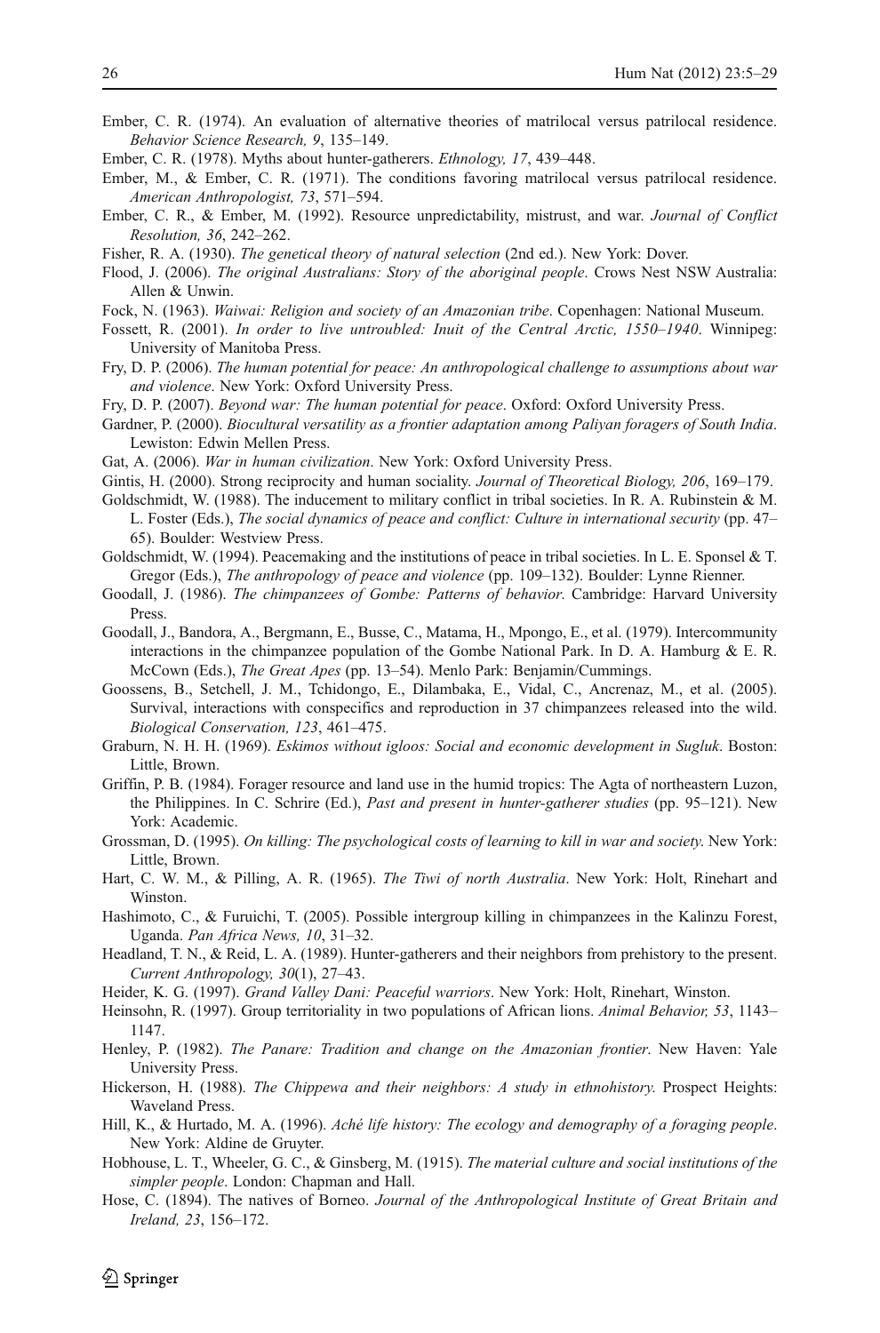Ember, C. R. (1974). An evaluation of alternative theories of matrilocal versus patrilocal residence. *Behavior Science Research, 9*, 135–149.

Ember, C. R. (1978). Myths about hunter-gatherers. *Ethnology, 17*, 439–448.

Ember, M., & Ember, C. R. (1971). The conditions favoring matrilocal versus patrilocal residence. *American Anthropologist, 73*, 571–594.

Ember, C. R., & Ember, M. (1992). Resource unpredictability, mistrust, and war. *Journal of Conflict Resolution, 36*, 242–262.

Fisher, R. A. (1930). *The genetical theory of natural selection* (2nd ed.). New York: Dover.

Flood, J. (2006). *The original Australians: Story of the aboriginal people*. Crows Nest NSW Australia: Allen & Unwin.

Fock, N. (1963). *Waiwai: Religion and society of an Amazonian tribe*. Copenhagen: National Museum.

Fossett, R. (2001). *In order to live untroubled: Inuit of the Central Arctic, 1550–1940*. Winnipeg: University of Manitoba Press.

Fry, D. P. (2006). *The human potential for peace: An anthropological challenge to assumptions about war and violence*. New York: Oxford University Press.

Fry, D. P. (2007). *Beyond war: The human potential for peace*. Oxford: Oxford University Press.

Gardner, P. (2000). *Biocultural versatility as a frontier adaptation among Paliyan foragers of South India*. Lewiston: Edwin Mellen Press.

Gat, A. (2006). *War in human civilization*. New York: Oxford University Press.

Gintis, H. (2000). Strong reciprocity and human sociality. *Journal of Theoretical Biology, 206*, 169–179.

Goldschmidt, W. (1988). The inducement to military conflict in tribal societies. In R. A. Rubinstein & M. L. Foster (Eds.), *The social dynamics of peace and conflict: Culture in international security* (pp. 47–65). Boulder: Westview Press.

Goldschmidt, W. (1994). Peacemaking and the institutions of peace in tribal societies. In L. E. Sponsel & T. Gregor (Eds.), *The anthropology of peace and violence* (pp. 109–132). Boulder: Lynne Rienner.

Goodall, J. (1986). *The chimpanzees of Gombe: Patterns of behavior*. Cambridge: Harvard University Press.

Goodall, J., Bandora, A., Bergmann, E., Busse, C., Matama, H., Mpongo, E., et al. (1979). Intercommunity interactions in the chimpanzee population of the Gombe National Park. In D. A. Hamburg & E. R. McCown (Eds.), *The Great Apes* (pp. 13–54). Menlo Park: Benjamin/Cummings.

Goossens, B., Setchell, J. M., Tchidongo, E., Dilambaka, E., Vidal, C., Ancrenaz, M., et al. (2005). Survival, interactions with conspecifics and reproduction in 37 chimpanzees released into the wild. *Biological Conservation, 123*, 461–475.

Graburn, N. H. H. (1969). *Eskimos without igloos: Social and economic development in Sugluk*. Boston: Little, Brown.

Griffin, P. B. (1984). Forager resource and land use in the humid tropics: The Agta of northeastern Luzon, the Philippines. In C. Schrire (Ed.), *Past and present in hunter-gatherer studies* (pp. 95–121). New York: Academic.

Grossman, D. (1995). *On killing: The psychological costs of learning to kill in war and society*. New York: Little, Brown.

Hart, C. W. M., & Pilling, A. R. (1965). *The Tiwi of north Australia*. New York: Holt, Rinehart and Winston.

Hashimoto, C., & Furuichi, T. (2005). Possible intergroup killing in chimpanzees in the Kalinzu Forest, Uganda. *Pan Africa News, 10*, 31–32.

Headland, T. N., & Reid, L. A. (1989). Hunter-gatherers and their neighbors from prehistory to the present. *Current Anthropology, 30*(1), 27–43.

Heider, K. G. (1997). *Grand Valley Dani: Peaceful warriors*. New York: Holt, Rinehart, Winston.

Heinsohn, R. (1997). Group territoriality in two populations of African lions. *Animal Behavior, 53*, 1143–1147.

Henley, P. (1982). *The Panare: Tradition and change on the Amazonian frontier*. New Haven: Yale University Press.

Hickerson, H. (1988). *The Chippewa and their neighbors: A study in ethnohistory*. Prospect Heights: Waveland Press.

Hill, K., & Hurtado, M. A. (1996). *Aché life history: The ecology and demography of a foraging people*. New York: Aldine de Gruyter.

Hobhouse, L. T., Wheeler, G. C., & Ginsberg, M. (1915). *The material culture and social institutions of the simpler people*. London: Chapman and Hall.

Hose, C. (1894). The natives of Borneo. *Journal of the Anthropological Institute of Great Britain and Ireland, 23*, 156–172.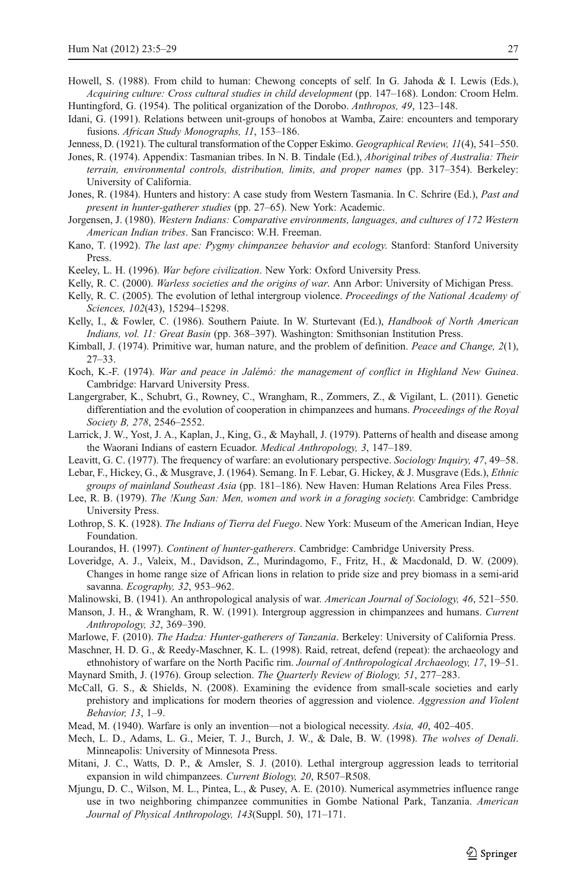Howell, S. (1988). From child to human: Chewong concepts of self. In G. Jahoda & I. Lewis (Eds.), *Acquiring culture: Cross cultural studies in child development* (pp. 147–168). London: Croom Helm.

Huntingford, G. (1954). The political organization of the Dorobo. *Anthropos, 49*, 123–148.

Idani, G. (1991). Relations between unit-groups of bonobos at Wamba, Zaire: encounters and temporary fusions. *African Study Monographs, 11*, 153–186.

Jenness, D. (1921). The cultural transformation of the Copper Eskimo. *Geographical Review, 11*(4), 541–550.

Jones, R. (1974). Appendix: Tasmanian tribes. In N. B. Tindale (Ed.), *Aboriginal tribes of Australia: Their terrain, environmental controls, distribution, limits, and proper names* (pp. 317–354). Berkeley: University of California.

Jones, R. (1984). Hunters and history: A case study from Western Tasmania. In C. Schrire (Ed.), *Past and present in hunter-gatherer studies* (pp. 27–65). New York: Academic.

Jorgensen, J. (1980). *Western Indians: Comparative environments, languages, and cultures of 172 Western American Indian tribes*. San Francisco: W.H. Freeman.

Kano, T. (1992). *The last ape: Pygmy chimpanzee behavior and ecology*. Stanford: Stanford University Press.

Keeley, L. H. (1996). *War before civilization*. New York: Oxford University Press.

Kelly, R. C. (2000). *Warless societies and the origins of war*. Ann Arbor: University of Michigan Press.

Kelly, R. C. (2005). The evolution of lethal intergroup violence. *Proceedings of the National Academy of Sciences, 102*(43), 15294–15298.

Kelly, I., & Fowler, C. (1986). Southern Paiute. In W. Sturtevant (Ed.), *Handbook of North American Indians, vol. 11: Great Basin* (pp. 368–397). Washington: Smithsonian Institution Press.

Kimball, J. (1974). Primitive war, human nature, and the problem of definition. *Peace and Change, 2*(1), 27–33.

Koch, K.-F. (1974). *War and peace in Jalémó: the management of conflict in Highland New Guinea*. Cambridge: Harvard University Press.

Langergraber, K., Schubrt, G., Rowney, C., Wrangham, R., Zommers, Z., & Vigilant, L. (2011). Genetic differentiation and the evolution of cooperation in chimpanzees and humans. *Proceedings of the Royal Society B, 278*, 2546–2552.

Larrick, J. W., Yost, J. A., Kaplan, J., King, G., & Mayhall, J. (1979). Patterns of health and disease among the Waorani Indians of eastern Ecuador. *Medical Anthropology, 3*, 147–189.

Leavitt, G. C. (1977). The frequency of warfare: an evolutionary perspective. *Sociology Inquiry, 47*, 49–58.

Lebar, F., Hickey, G., & Musgrave, J. (1964). Semang. In F. Lebar, G. Hickey, & J. Musgrave (Eds.), *Ethnic groups of mainland Southeast Asia* (pp. 181–186). New Haven: Human Relations Area Files Press.

Lee, R. B. (1979). *The !Kung San: Men, women and work in a foraging society*. Cambridge: Cambridge University Press.

Lothrop, S. K. (1928). *The Indians of Tierra del Fuego*. New York: Museum of the American Indian, Heye Foundation.

Lourandos, H. (1997). *Continent of hunter-gatherers*. Cambridge: Cambridge University Press.

Loveridge, A. J., Valeix, M., Davidson, Z., Murindagomo, F., Fritz, H., & Macdonald, D. W. (2009). Changes in home range size of African lions in relation to pride size and prey biomass in a semi-arid savanna. *Ecography, 32*, 953–962.

Malinowski, B. (1941). An anthropological analysis of war. *American Journal of Sociology, 46*, 521–550.

Manson, J. H., & Wrangham, R. W. (1991). Intergroup aggression in chimpanzees and humans. *Current Anthropology, 32*, 369–390.

Marlowe, F. (2010). *The Hadza: Hunter-gatherers of Tanzania*. Berkeley: University of California Press.

Maschner, H. D. G., & Reedy-Maschner, K. L. (1998). Raid, retreat, defend (repeat): the archaeology and ethnohistory of warfare on the North Pacific rim. *Journal of Anthropological Archaeology, 17*, 19–51.

Maynard Smith, J. (1976). Group selection. *The Quarterly Review of Biology, 51*, 277–283.

McCall, G. S., & Shields, N. (2008). Examining the evidence from small-scale societies and early prehistory and implications for modern theories of aggression and violence. *Aggression and Violent Behavior, 13*, 1–9.

Mead, M. (1940). Warfare is only an invention—not a biological necessity. *Asia, 40*, 402–405.

Mech, L. D., Adams, L. G., Meier, T. J., Burch, J. W., & Dale, B. W. (1998). *The wolves of Denali*. Minneapolis: University of Minnesota Press.

Mitani, J. C., Watts, D. P., & Amsler, S. J. (2010). Lethal intergroup aggression leads to territorial expansion in wild chimpanzees. *Current Biology, 20*, R507–R508.

Mjungu, D. C., Wilson, M. L., Pintea, L., & Pusey, A. E. (2010). Numerical asymmetries influence range use in two neighboring chimpanzee communities in Gombe National Park, Tanzania. *American Journal of Physical Anthropology, 143*(Suppl. 50), 171–171.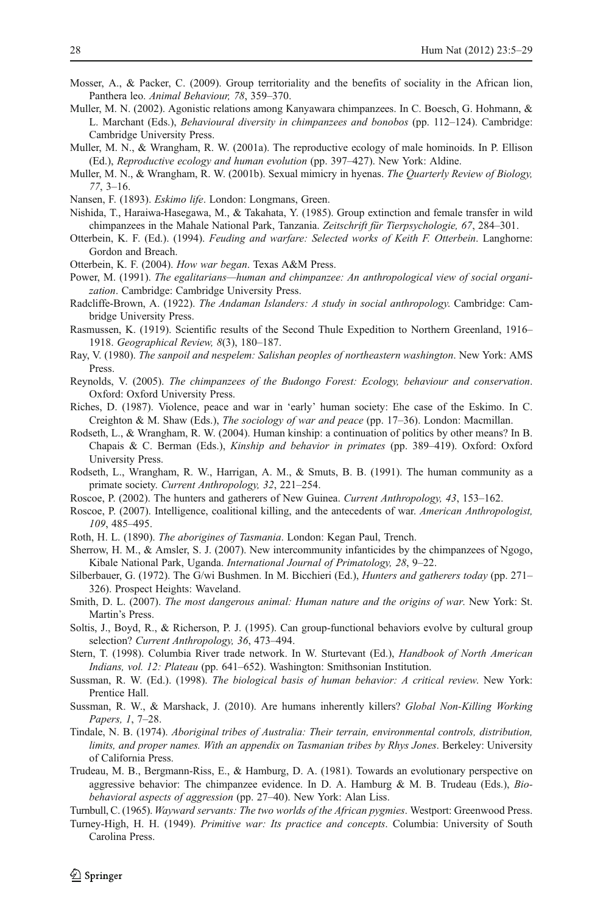Mosser, A., & Packer, C. (2009). Group territoriality and the benefits of sociality in the African lion, Panthera leo. *Animal Behaviour, 78*, 359–370.

Muller, M. N. (2002). Agonistic relations among Kanyawara chimpanzees. In C. Boesch, G. Hohmann, & L. Marchant (Eds.), *Behavioural diversity in chimpanzees and bonobos* (pp. 112–124). Cambridge: Cambridge University Press.

Muller, M. N., & Wrangham, R. W. (2001a). The reproductive ecology of male hominoids. In P. Ellison (Ed.), *Reproductive ecology and human evolution* (pp. 397–427). New York: Aldine.

Muller, M. N., & Wrangham, R. W. (2001b). Sexual mimicry in hyenas. *The Quarterly Review of Biology, 77*, 3–16.

Nansen, F. (1893). *Eskimo life*. London: Longmans, Green.

Nishida, T., Haraiwa-Hasegawa, M., & Takahata, Y. (1985). Group extinction and female transfer in wild chimpanzees in the Mahale National Park, Tanzania. *Zeitschrift für Tierpsychologie, 67*, 284–301.

Otterbein, K. F. (Ed.). (1994). *Feuding and warfare: Selected works of Keith F. Otterbein*. Langhorne: Gordon and Breach.

Otterbein, K. F. (2004). *How war began*. Texas A&M Press.

Power, M. (1991). *The egalitarians—human and chimpanzee: An anthropological view of social organization*. Cambridge: Cambridge University Press.

Radcliffe-Brown, A. (1922). *The Andaman Islanders: A study in social anthropology.* Cambridge: Cambridge University Press.

Rasmussen, K. (1919). Scientific results of the Second Thule Expedition to Northern Greenland, 1916–1918. *Geographical Review, 8*(3), 180–187.

Ray, V. (1980). *The sanpoil and nespelem: Salishan peoples of northeastern washington*. New York: AMS Press.

Reynolds, V. (2005). *The chimpanzees of the Budongo Forest: Ecology, behaviour and conservation*. Oxford: Oxford University Press.

Riches, D. (1987). Violence, peace and war in 'early' human society: Ehe case of the Eskimo. In C. Creighton & M. Shaw (Eds.), *The sociology of war and peace* (pp. 17–36). London: Macmillan.

Rodseth, L., & Wrangham, R. W. (2004). Human kinship: a continuation of politics by other means? In B. Chapais & C. Berman (Eds.), *Kinship and behavior in primates* (pp. 389–419). Oxford: Oxford University Press.

Rodseth, L., Wrangham, R. W., Harrigan, A. M., & Smuts, B. B. (1991). The human community as a primate society. *Current Anthropology, 32*, 221–254.

Roscoe, P. (2002). The hunters and gatherers of New Guinea. *Current Anthropology, 43*, 153–162.

Roscoe, P. (2007). Intelligence, coalitional killing, and the antecedents of war. *American Anthropologist, 109*, 485–495.

Roth, H. L. (1890). *The aborigines of Tasmania*. London: Kegan Paul, Trench.

Sherrow, H. M., & Amsler, S. J. (2007). New intercommunity infanticides by the chimpanzees of Ngogo, Kibale National Park, Uganda. *International Journal of Primatology, 28*, 9–22.

Silberbauer, G. (1972). The G/wi Bushmen. In M. Bicchieri (Ed.), *Hunters and gatherers today* (pp. 271–326). Prospect Heights: Waveland.

Smith, D. L. (2007). *The most dangerous animal: Human nature and the origins of war*. New York: St. Martin's Press.

Soltis, J., Boyd, R., & Richerson, P. J. (1995). Can group-functional behaviors evolve by cultural group selection? *Current Anthropology, 36*, 473–494.

Stern, T. (1998). Columbia River trade network. In W. Sturtevant (Ed.), *Handbook of North American Indians, vol. 12: Plateau* (pp. 641–652). Washington: Smithsonian Institution.

Sussman, R. W. (Ed.). (1998). *The biological basis of human behavior: A critical review*. New York: Prentice Hall.

Sussman, R. W., & Marshack, J. (2010). Are humans inherently killers? *Global Non-Killing Working Papers, 1*, 7–28.

Tindale, N. B. (1974). *Aboriginal tribes of Australia: Their terrain, environmental controls, distribution, limits, and proper names. With an appendix on Tasmanian tribes by Rhys Jones*. Berkeley: University of California Press.

Trudeau, M. B., Bergmann-Riss, E., & Hamburg, D. A. (1981). Towards an evolutionary perspective on aggressive behavior: The chimpanzee evidence. In D. A. Hamburg & M. B. Trudeau (Eds.), *Biobehavioral aspects of aggression* (pp. 27–40). New York: Alan Liss.

Turnbull, C. (1965). *Wayward servants: The two worlds of the African pygmies*. Westport: Greenwood Press.

Turney-High, H. H. (1949). *Primitive war: Its practice and concepts*. Columbia: University of South Carolina Press.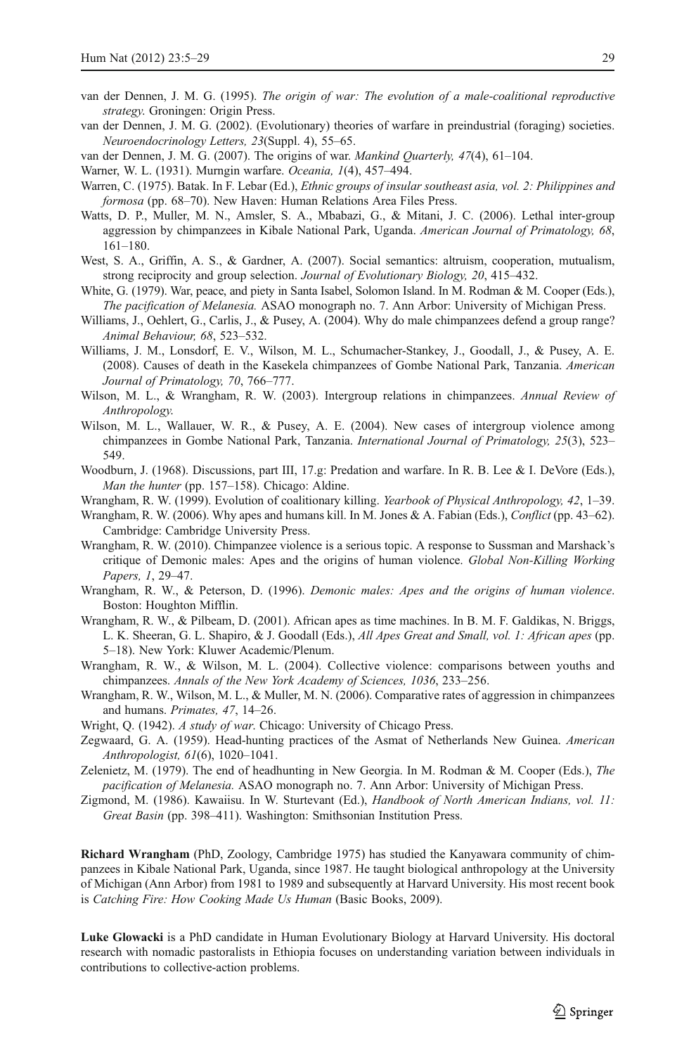van der Dennen, J. M. G. (1995). *The origin of war: The evolution of a male-coalitional reproductive strategy.* Groningen: Origin Press.

van der Dennen, J. M. G. (2002). (Evolutionary) theories of warfare in preindustrial (foraging) societies. *Neuroendocrinology Letters, 23*(Suppl. 4), 55–65.

van der Dennen, J. M. G. (2007). The origins of war. *Mankind Quarterly, 47*(4), 61–104.

Warner, W. L. (1931). Murngin warfare. *Oceania, 1*(4), 457–494.

Warren, C. (1975). Batak. In F. Lebar (Ed.), *Ethnic groups of insular southeast asia, vol. 2: Philippines and formosa* (pp. 68–70). New Haven: Human Relations Area Files Press.

Watts, D. P., Muller, M. N., Amsler, S. A., Mbabazi, G., & Mitani, J. C. (2006). Lethal inter-group aggression by chimpanzees in Kibale National Park, Uganda. *American Journal of Primatology, 68*, 161–180.

West, S. A., Griffin, A. S., & Gardner, A. (2007). Social semantics: altruism, cooperation, mutualism, strong reciprocity and group selection. *Journal of Evolutionary Biology, 20*, 415–432.

White, G. (1979). War, peace, and piety in Santa Isabel, Solomon Island. In M. Rodman & M. Cooper (Eds.), *The pacification of Melanesia.* ASAO monograph no. 7. Ann Arbor: University of Michigan Press.

Williams, J., Oehlert, G., Carlis, J., & Pusey, A. (2004). Why do male chimpanzees defend a group range? *Animal Behaviour, 68*, 523–532.

Williams, J. M., Lonsdorf, E. V., Wilson, M. L., Schumacher-Stankey, J., Goodall, J., & Pusey, A. E. (2008). Causes of death in the Kasekela chimpanzees of Gombe National Park, Tanzania. *American Journal of Primatology, 70*, 766–777.

Wilson, M. L., & Wrangham, R. W. (2003). Intergroup relations in chimpanzees. *Annual Review of Anthropology.*

Wilson, M. L., Wallauer, W. R., & Pusey, A. E. (2004). New cases of intergroup violence among chimpanzees in Gombe National Park, Tanzania. *International Journal of Primatology, 25*(3), 523–549.

Woodburn, J. (1968). Discussions, part III, 17.g: Predation and warfare. In R. B. Lee & I. DeVore (Eds.), *Man the hunter* (pp. 157–158). Chicago: Aldine.

Wrangham, R. W. (1999). Evolution of coalitionary killing. *Yearbook of Physical Anthropology, 42*, 1–39.

Wrangham, R. W. (2006). Why apes and humans kill. In M. Jones & A. Fabian (Eds.), *Conflict* (pp. 43–62). Cambridge: Cambridge University Press.

Wrangham, R. W. (2010). Chimpanzee violence is a serious topic. A response to Sussman and Marshack's critique of Demonic males: Apes and the origins of human violence. *Global Non-Killing Working Papers, 1*, 29–47.

Wrangham, R. W., & Peterson, D. (1996). *Demonic males: Apes and the origins of human violence*. Boston: Houghton Mifflin.

Wrangham, R. W., & Pilbeam, D. (2001). African apes as time machines. In B. M. F. Galdikas, N. Briggs, L. K. Sheeran, G. L. Shapiro, & J. Goodall (Eds.), *All Apes Great and Small, vol. 1: African apes* (pp. 5–18). New York: Kluwer Academic/Plenum.

Wrangham, R. W., & Wilson, M. L. (2004). Collective violence: comparisons between youths and chimpanzees. *Annals of the New York Academy of Sciences, 1036*, 233–256.

Wrangham, R. W., Wilson, M. L., & Muller, M. N. (2006). Comparative rates of aggression in chimpanzees and humans. *Primates, 47*, 14–26.

Wright, Q. (1942). *A study of war*. Chicago: University of Chicago Press.

Zegwaard, G. A. (1959). Head-hunting practices of the Asmat of Netherlands New Guinea. *American Anthropologist, 61*(6), 1020–1041.

Zelenietz, M. (1979). The end of headhunting in New Georgia. In M. Rodman & M. Cooper (Eds.), *The pacification of Melanesia.* ASAO monograph no. 7. Ann Arbor: University of Michigan Press.

Zigmond, M. (1986). Kawaiisu. In W. Sturtevant (Ed.), *Handbook of North American Indians, vol. 11: Great Basin* (pp. 398–411). Washington: Smithsonian Institution Press.

**Richard Wrangham** (PhD, Zoology, Cambridge 1975) has studied the Kanyawara community of chimpanzees in Kibale National Park, Uganda, since 1987. He taught biological anthropology at the University of Michigan (Ann Arbor) from 1981 to 1989 and subsequently at Harvard University. His most recent book is *Catching Fire: How Cooking Made Us Human* (Basic Books, 2009).

**Luke Glowacki** is a PhD candidate in Human Evolutionary Biology at Harvard University. His doctoral research with nomadic pastoralists in Ethiopia focuses on understanding variation between individuals in contributions to collective-action problems.